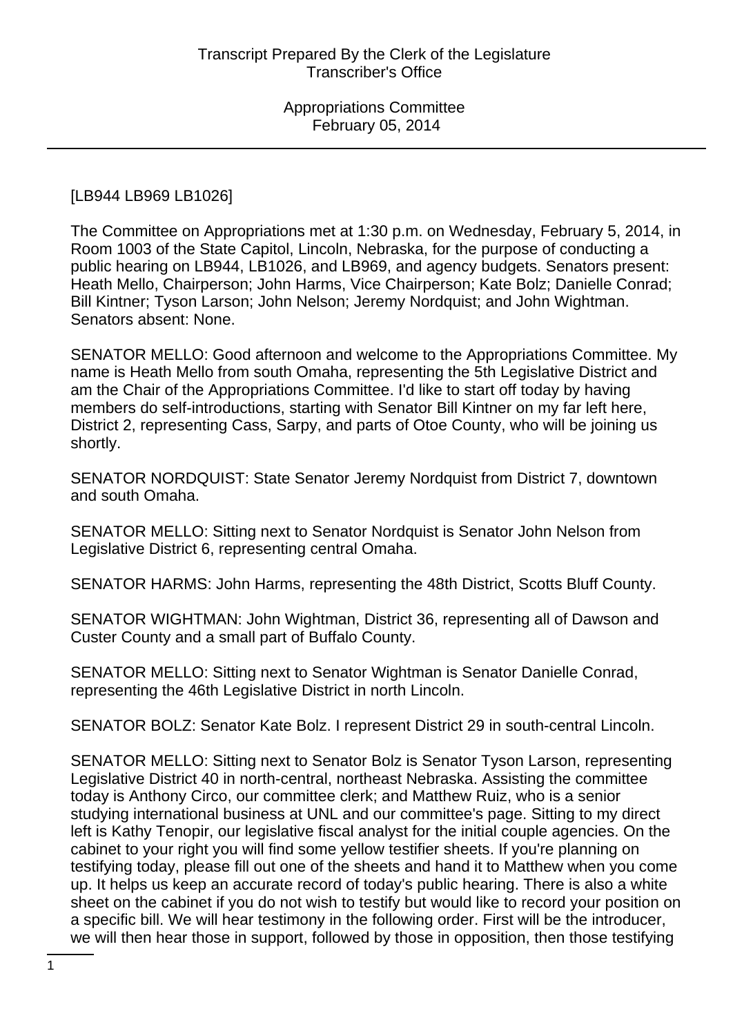[LB944 LB969 LB1026]

The Committee on Appropriations met at 1:30 p.m. on Wednesday, February 5, 2014, in Room 1003 of the State Capitol, Lincoln, Nebraska, for the purpose of conducting a public hearing on LB944, LB1026, and LB969, and agency budgets. Senators present: Heath Mello, Chairperson; John Harms, Vice Chairperson; Kate Bolz; Danielle Conrad; Bill Kintner; Tyson Larson; John Nelson; Jeremy Nordquist; and John Wightman. Senators absent: None.

SENATOR MELLO: Good afternoon and welcome to the Appropriations Committee. My name is Heath Mello from south Omaha, representing the 5th Legislative District and am the Chair of the Appropriations Committee. I'd like to start off today by having members do self-introductions, starting with Senator Bill Kintner on my far left here, District 2, representing Cass, Sarpy, and parts of Otoe County, who will be joining us shortly.

SENATOR NORDQUIST: State Senator Jeremy Nordquist from District 7, downtown and south Omaha.

SENATOR MELLO: Sitting next to Senator Nordquist is Senator John Nelson from Legislative District 6, representing central Omaha.

SENATOR HARMS: John Harms, representing the 48th District, Scotts Bluff County.

SENATOR WIGHTMAN: John Wightman, District 36, representing all of Dawson and Custer County and a small part of Buffalo County.

SENATOR MELLO: Sitting next to Senator Wightman is Senator Danielle Conrad, representing the 46th Legislative District in north Lincoln.

SENATOR BOLZ: Senator Kate Bolz. I represent District 29 in south-central Lincoln.

SENATOR MELLO: Sitting next to Senator Bolz is Senator Tyson Larson, representing Legislative District 40 in north-central, northeast Nebraska. Assisting the committee today is Anthony Circo, our committee clerk; and Matthew Ruiz, who is a senior studying international business at UNL and our committee's page. Sitting to my direct left is Kathy Tenopir, our legislative fiscal analyst for the initial couple agencies. On the cabinet to your right you will find some yellow testifier sheets. If you're planning on testifying today, please fill out one of the sheets and hand it to Matthew when you come up. It helps us keep an accurate record of today's public hearing. There is also a white sheet on the cabinet if you do not wish to testify but would like to record your position on a specific bill. We will hear testimony in the following order. First will be the introducer, we will then hear those in support, followed by those in opposition, then those testifying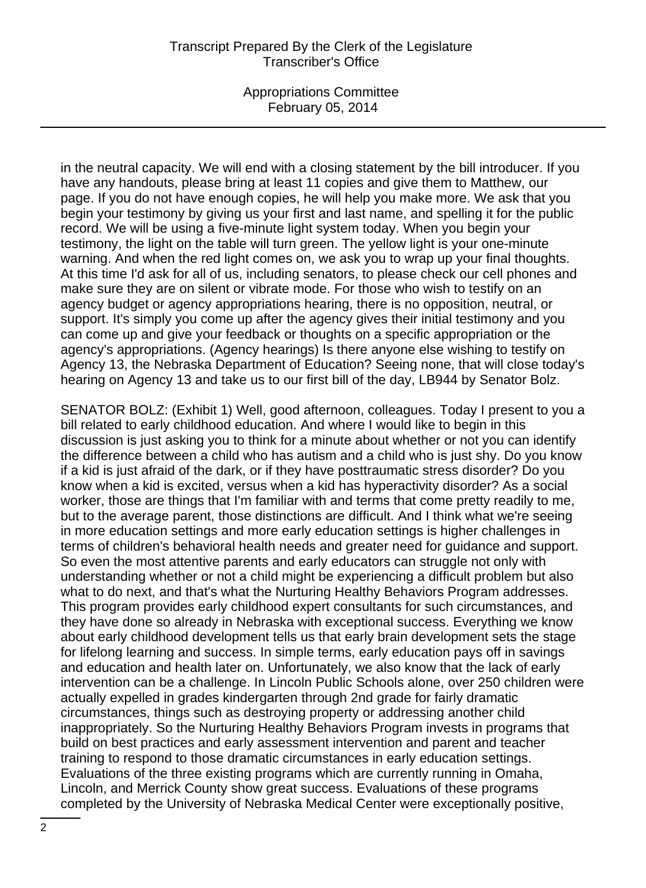in the neutral capacity. We will end with a closing statement by the bill introducer. If you have any handouts, please bring at least 11 copies and give them to Matthew, our page. If you do not have enough copies, he will help you make more. We ask that you begin your testimony by giving us your first and last name, and spelling it for the public record. We will be using a five-minute light system today. When you begin your testimony, the light on the table will turn green. The yellow light is your one-minute warning. And when the red light comes on, we ask you to wrap up your final thoughts. At this time I'd ask for all of us, including senators, to please check our cell phones and make sure they are on silent or vibrate mode. For those who wish to testify on an agency budget or agency appropriations hearing, there is no opposition, neutral, or support. It's simply you come up after the agency gives their initial testimony and you can come up and give your feedback or thoughts on a specific appropriation or the agency's appropriations. (Agency hearings) Is there anyone else wishing to testify on Agency 13, the Nebraska Department of Education? Seeing none, that will close today's hearing on Agency 13 and take us to our first bill of the day, LB944 by Senator Bolz.

SENATOR BOLZ: (Exhibit 1) Well, good afternoon, colleagues. Today I present to you a bill related to early childhood education. And where I would like to begin in this discussion is just asking you to think for a minute about whether or not you can identify the difference between a child who has autism and a child who is just shy. Do you know if a kid is just afraid of the dark, or if they have posttraumatic stress disorder? Do you know when a kid is excited, versus when a kid has hyperactivity disorder? As a social worker, those are things that I'm familiar with and terms that come pretty readily to me, but to the average parent, those distinctions are difficult. And I think what we're seeing in more education settings and more early education settings is higher challenges in terms of children's behavioral health needs and greater need for guidance and support. So even the most attentive parents and early educators can struggle not only with understanding whether or not a child might be experiencing a difficult problem but also what to do next, and that's what the Nurturing Healthy Behaviors Program addresses. This program provides early childhood expert consultants for such circumstances, and they have done so already in Nebraska with exceptional success. Everything we know about early childhood development tells us that early brain development sets the stage for lifelong learning and success. In simple terms, early education pays off in savings and education and health later on. Unfortunately, we also know that the lack of early intervention can be a challenge. In Lincoln Public Schools alone, over 250 children were actually expelled in grades kindergarten through 2nd grade for fairly dramatic circumstances, things such as destroying property or addressing another child inappropriately. So the Nurturing Healthy Behaviors Program invests in programs that build on best practices and early assessment intervention and parent and teacher training to respond to those dramatic circumstances in early education settings. Evaluations of the three existing programs which are currently running in Omaha, Lincoln, and Merrick County show great success. Evaluations of these programs completed by the University of Nebraska Medical Center were exceptionally positive,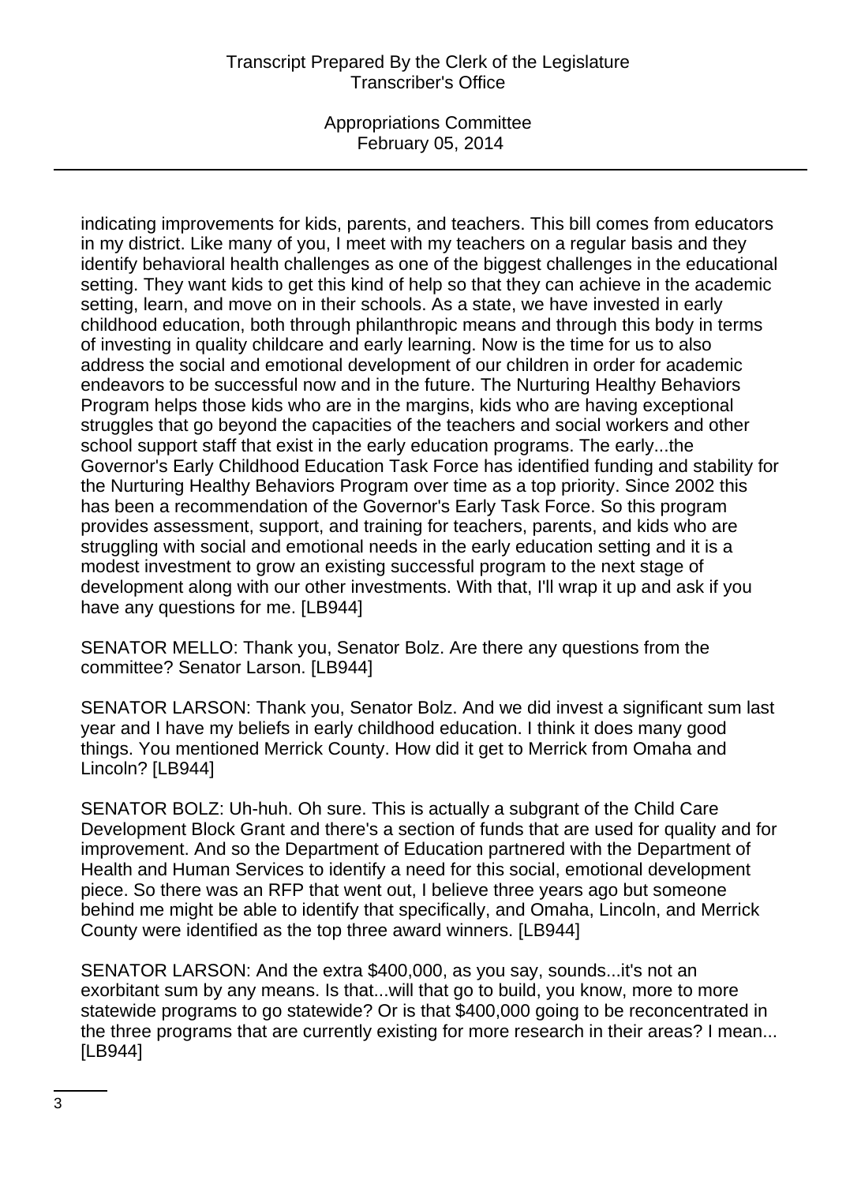indicating improvements for kids, parents, and teachers. This bill comes from educators in my district. Like many of you, I meet with my teachers on a regular basis and they identify behavioral health challenges as one of the biggest challenges in the educational setting. They want kids to get this kind of help so that they can achieve in the academic setting, learn, and move on in their schools. As a state, we have invested in early childhood education, both through philanthropic means and through this body in terms of investing in quality childcare and early learning. Now is the time for us to also address the social and emotional development of our children in order for academic endeavors to be successful now and in the future. The Nurturing Healthy Behaviors Program helps those kids who are in the margins, kids who are having exceptional struggles that go beyond the capacities of the teachers and social workers and other school support staff that exist in the early education programs. The early...the Governor's Early Childhood Education Task Force has identified funding and stability for the Nurturing Healthy Behaviors Program over time as a top priority. Since 2002 this has been a recommendation of the Governor's Early Task Force. So this program provides assessment, support, and training for teachers, parents, and kids who are struggling with social and emotional needs in the early education setting and it is a modest investment to grow an existing successful program to the next stage of development along with our other investments. With that, I'll wrap it up and ask if you have any questions for me. [LB944]

SENATOR MELLO: Thank you, Senator Bolz. Are there any questions from the committee? Senator Larson. [LB944]

SENATOR LARSON: Thank you, Senator Bolz. And we did invest a significant sum last year and I have my beliefs in early childhood education. I think it does many good things. You mentioned Merrick County. How did it get to Merrick from Omaha and Lincoln? [LB944]

SENATOR BOLZ: Uh-huh. Oh sure. This is actually a subgrant of the Child Care Development Block Grant and there's a section of funds that are used for quality and for improvement. And so the Department of Education partnered with the Department of Health and Human Services to identify a need for this social, emotional development piece. So there was an RFP that went out, I believe three years ago but someone behind me might be able to identify that specifically, and Omaha, Lincoln, and Merrick County were identified as the top three award winners. [LB944]

SENATOR LARSON: And the extra $400,000, as you say, sounds...it's not an exorbitant sum by any means. Is that...will that go to build, you know, more to more statewide programs to go statewide? Or is that $400,000 going to be reconcentrated in the three programs that are currently existing for more research in their areas? I mean... [LB944]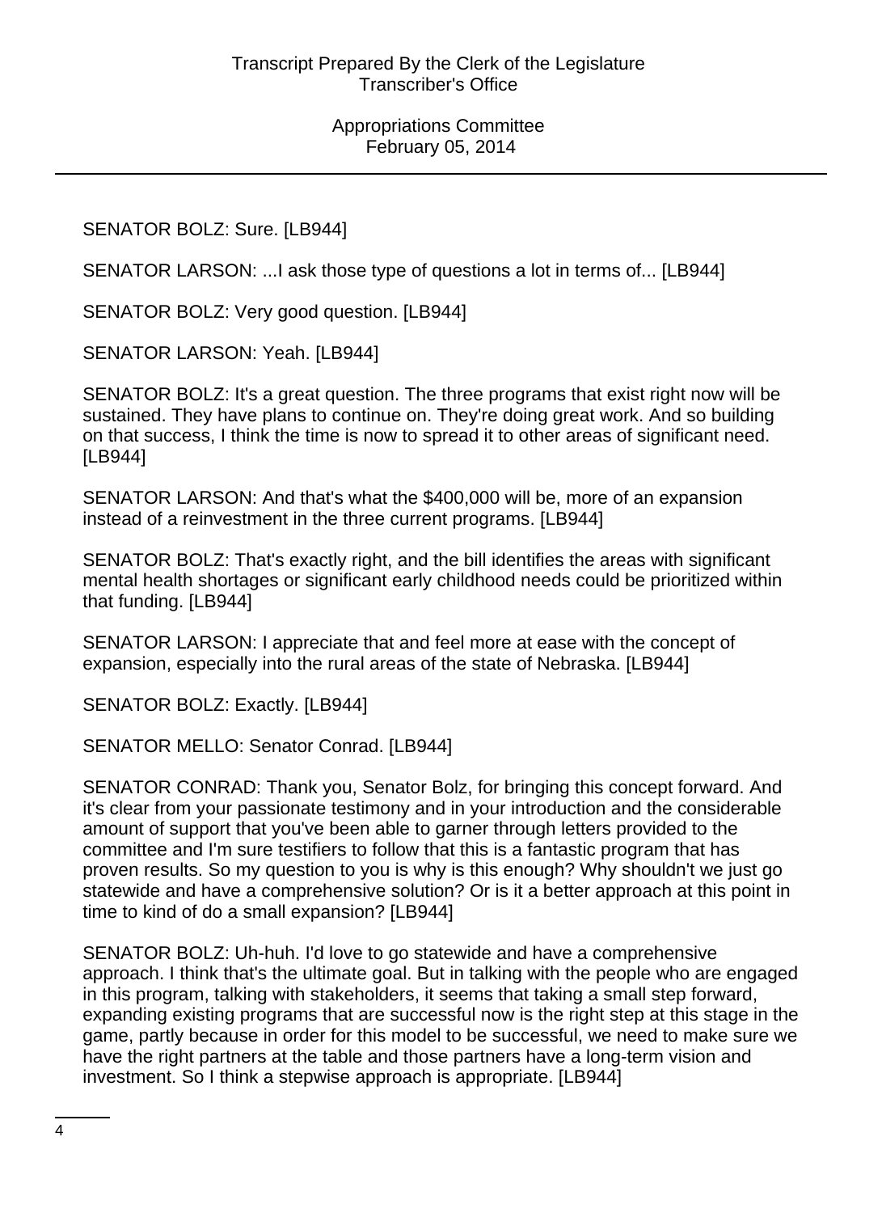SENATOR BOLZ: Sure. [LB944]

SENATOR LARSON: ...I ask those type of questions a lot in terms of... [LB944]

SENATOR BOLZ: Very good question. [LB944]

SENATOR LARSON: Yeah. [LB944]

SENATOR BOLZ: It's a great question. The three programs that exist right now will be sustained. They have plans to continue on. They're doing great work. And so building on that success, I think the time is now to spread it to other areas of significant need. [LB944]

SENATOR LARSON: And that's what the $400,000 will be, more of an expansion instead of a reinvestment in the three current programs. [LB944]

SENATOR BOLZ: That's exactly right, and the bill identifies the areas with significant mental health shortages or significant early childhood needs could be prioritized within that funding. [LB944]

SENATOR LARSON: I appreciate that and feel more at ease with the concept of expansion, especially into the rural areas of the state of Nebraska. [LB944]

SENATOR BOLZ: Exactly. [LB944]

SENATOR MELLO: Senator Conrad. [LB944]

SENATOR CONRAD: Thank you, Senator Bolz, for bringing this concept forward. And it's clear from your passionate testimony and in your introduction and the considerable amount of support that you've been able to garner through letters provided to the committee and I'm sure testifiers to follow that this is a fantastic program that has proven results. So my question to you is why is this enough? Why shouldn't we just go statewide and have a comprehensive solution? Or is it a better approach at this point in time to kind of do a small expansion? [LB944]

SENATOR BOLZ: Uh-huh. I'd love to go statewide and have a comprehensive approach. I think that's the ultimate goal. But in talking with the people who are engaged in this program, talking with stakeholders, it seems that taking a small step forward, expanding existing programs that are successful now is the right step at this stage in the game, partly because in order for this model to be successful, we need to make sure we have the right partners at the table and those partners have a long-term vision and investment. So I think a stepwise approach is appropriate. [LB944]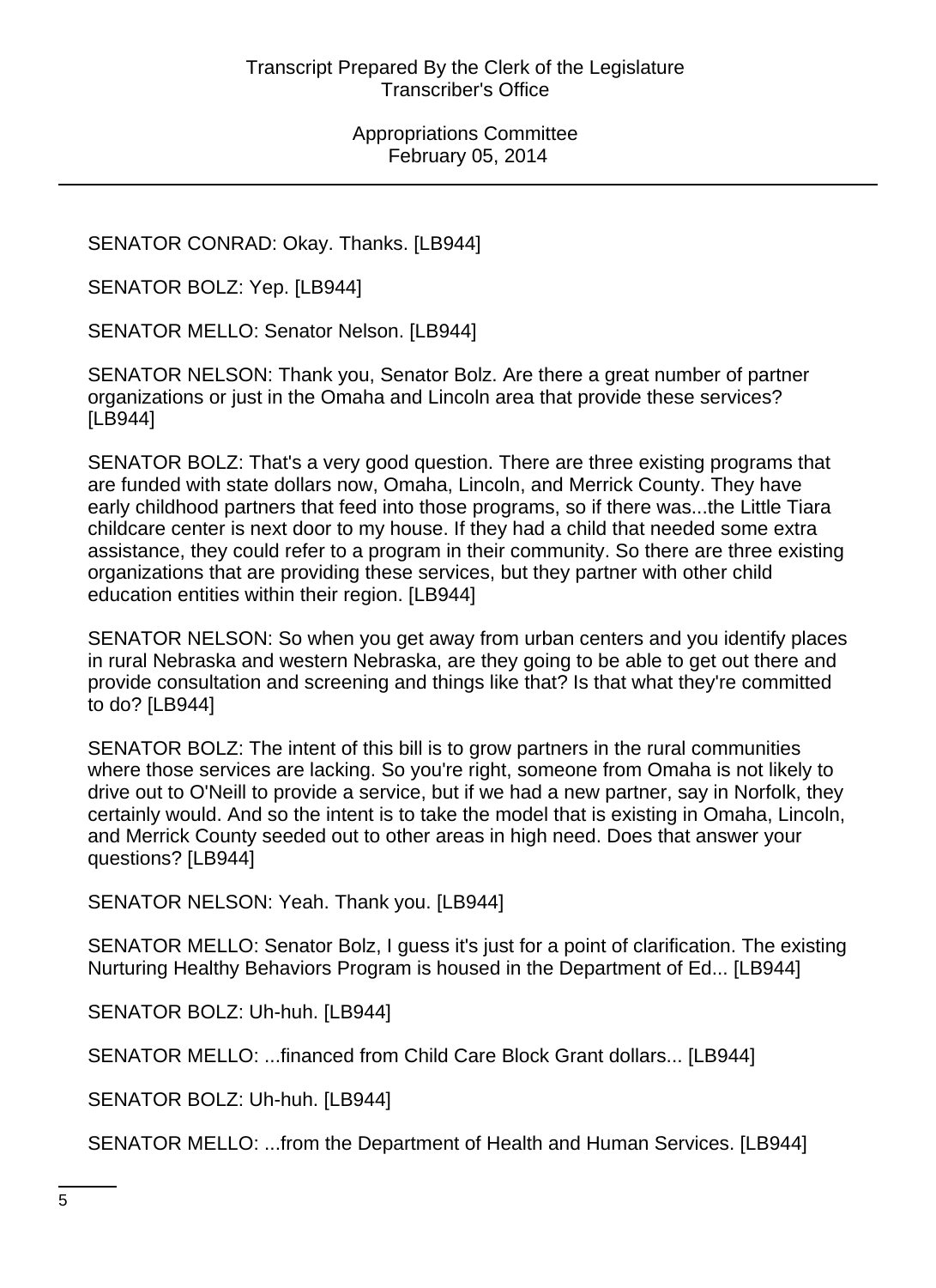SENATOR CONRAD: Okay. Thanks. [LB944]

SENATOR BOLZ: Yep. [LB944]

SENATOR MELLO: Senator Nelson. [LB944]

SENATOR NELSON: Thank you, Senator Bolz. Are there a great number of partner organizations or just in the Omaha and Lincoln area that provide these services? [LB944]

SENATOR BOLZ: That's a very good question. There are three existing programs that are funded with state dollars now, Omaha, Lincoln, and Merrick County. They have early childhood partners that feed into those programs, so if there was...the Little Tiara childcare center is next door to my house. If they had a child that needed some extra assistance, they could refer to a program in their community. So there are three existing organizations that are providing these services, but they partner with other child education entities within their region. [LB944]

SENATOR NELSON: So when you get away from urban centers and you identify places in rural Nebraska and western Nebraska, are they going to be able to get out there and provide consultation and screening and things like that? Is that what they're committed to do? [LB944]

SENATOR BOLZ: The intent of this bill is to grow partners in the rural communities where those services are lacking. So you're right, someone from Omaha is not likely to drive out to O'Neill to provide a service, but if we had a new partner, say in Norfolk, they certainly would. And so the intent is to take the model that is existing in Omaha, Lincoln, and Merrick County seeded out to other areas in high need. Does that answer your questions? [LB944]

SENATOR NELSON: Yeah. Thank you. [LB944]

SENATOR MELLO: Senator Bolz, I guess it's just for a point of clarification. The existing Nurturing Healthy Behaviors Program is housed in the Department of Ed... [LB944]

SENATOR BOLZ: Uh-huh. [LB944]

SENATOR MELLO: ...financed from Child Care Block Grant dollars... [LB944]

SENATOR BOLZ: Uh-huh. [LB944]

SENATOR MELLO: ...from the Department of Health and Human Services. [LB944]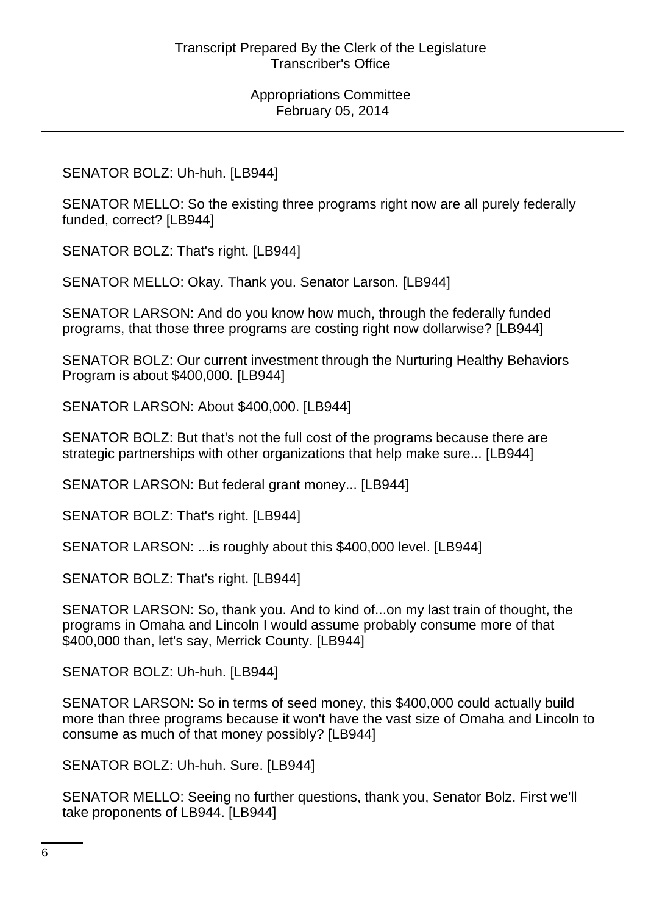SENATOR BOLZ: Uh-huh. [LB944]

SENATOR MELLO: So the existing three programs right now are all purely federally funded, correct? [LB944]

SENATOR BOLZ: That's right. [LB944]

SENATOR MELLO: Okay. Thank you. Senator Larson. [LB944]

SENATOR LARSON: And do you know how much, through the federally funded programs, that those three programs are costing right now dollarwise? [LB944]

SENATOR BOLZ: Our current investment through the Nurturing Healthy Behaviors Program is about $400,000. [LB944]

SENATOR LARSON: About $400,000. [LB944]

SENATOR BOLZ: But that's not the full cost of the programs because there are strategic partnerships with other organizations that help make sure... [LB944]

SENATOR LARSON: But federal grant money... [LB944]

SENATOR BOLZ: That's right. [LB944]

SENATOR LARSON: ...is roughly about this $400,000 level. [LB944]

SENATOR BOLZ: That's right. [LB944]

SENATOR LARSON: So, thank you. And to kind of...on my last train of thought, the programs in Omaha and Lincoln I would assume probably consume more of that $400,000 than, let's say, Merrick County. [LB944]

SENATOR BOLZ: Uh-huh. [LB944]

SENATOR LARSON: So in terms of seed money, this $400,000 could actually build more than three programs because it won't have the vast size of Omaha and Lincoln to consume as much of that money possibly? [LB944]

SENATOR BOLZ: Uh-huh. Sure. [LB944]

SENATOR MELLO: Seeing no further questions, thank you, Senator Bolz. First we'll take proponents of LB944. [LB944]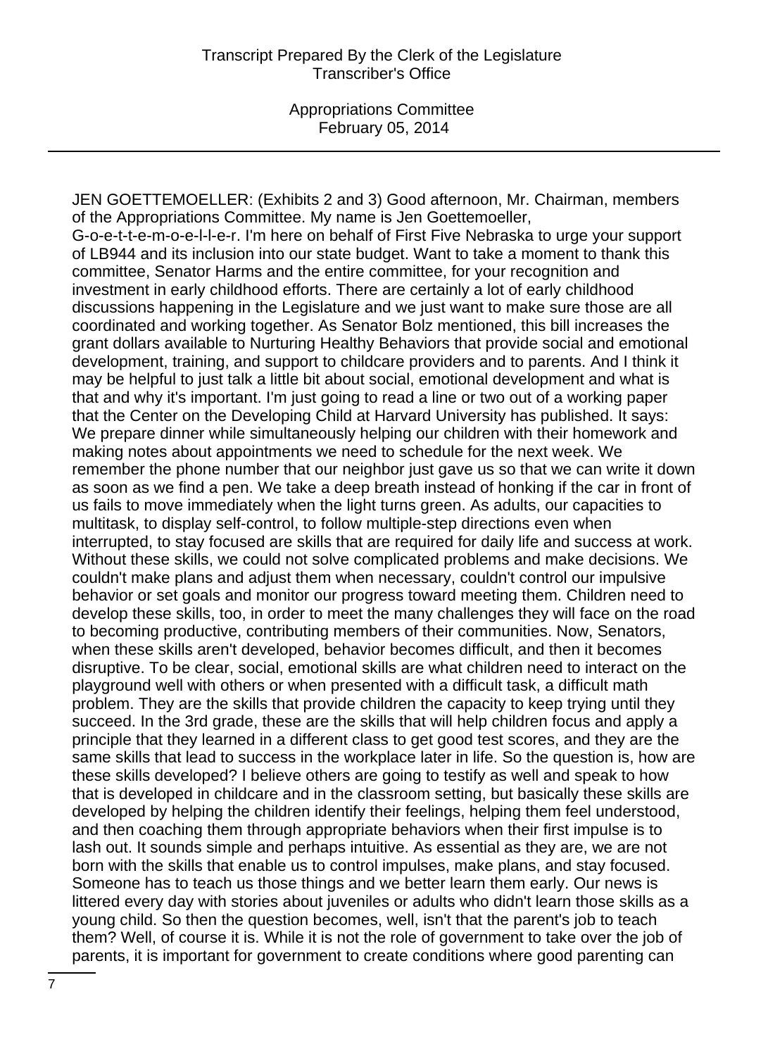JEN GOETTEMOELLER: (Exhibits 2 and 3) Good afternoon, Mr. Chairman, members of the Appropriations Committee. My name is Jen Goettemoeller, G-o-e-t-t-e-m-o-e-l-l-e-r. I'm here on behalf of First Five Nebraska to urge your support of LB944 and its inclusion into our state budget. Want to take a moment to thank this committee, Senator Harms and the entire committee, for your recognition and investment in early childhood efforts. There are certainly a lot of early childhood discussions happening in the Legislature and we just want to make sure those are all coordinated and working together. As Senator Bolz mentioned, this bill increases the grant dollars available to Nurturing Healthy Behaviors that provide social and emotional development, training, and support to childcare providers and to parents. And I think it may be helpful to just talk a little bit about social, emotional development and what is that and why it's important. I'm just going to read a line or two out of a working paper that the Center on the Developing Child at Harvard University has published. It says: We prepare dinner while simultaneously helping our children with their homework and making notes about appointments we need to schedule for the next week. We remember the phone number that our neighbor just gave us so that we can write it down as soon as we find a pen. We take a deep breath instead of honking if the car in front of us fails to move immediately when the light turns green. As adults, our capacities to multitask, to display self-control, to follow multiple-step directions even when interrupted, to stay focused are skills that are required for daily life and success at work. Without these skills, we could not solve complicated problems and make decisions. We couldn't make plans and adjust them when necessary, couldn't control our impulsive behavior or set goals and monitor our progress toward meeting them. Children need to develop these skills, too, in order to meet the many challenges they will face on the road to becoming productive, contributing members of their communities. Now, Senators, when these skills aren't developed, behavior becomes difficult, and then it becomes disruptive. To be clear, social, emotional skills are what children need to interact on the playground well with others or when presented with a difficult task, a difficult math problem. They are the skills that provide children the capacity to keep trying until they succeed. In the 3rd grade, these are the skills that will help children focus and apply a principle that they learned in a different class to get good test scores, and they are the same skills that lead to success in the workplace later in life. So the question is, how are these skills developed? I believe others are going to testify as well and speak to how that is developed in childcare and in the classroom setting, but basically these skills are developed by helping the children identify their feelings, helping them feel understood, and then coaching them through appropriate behaviors when their first impulse is to lash out. It sounds simple and perhaps intuitive. As essential as they are, we are not born with the skills that enable us to control impulses, make plans, and stay focused. Someone has to teach us those things and we better learn them early. Our news is littered every day with stories about juveniles or adults who didn't learn those skills as a young child. So then the question becomes, well, isn't that the parent's job to teach them? Well, of course it is. While it is not the role of government to take over the job of parents, it is important for government to create conditions where good parenting can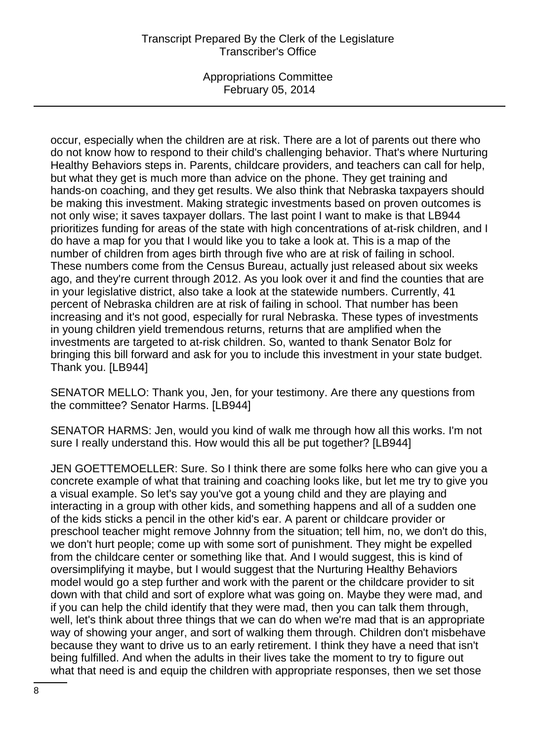occur, especially when the children are at risk. There are a lot of parents out there who do not know how to respond to their child's challenging behavior. That's where Nurturing Healthy Behaviors steps in. Parents, childcare providers, and teachers can call for help, but what they get is much more than advice on the phone. They get training and hands-on coaching, and they get results. We also think that Nebraska taxpayers should be making this investment. Making strategic investments based on proven outcomes is not only wise; it saves taxpayer dollars. The last point I want to make is that LB944 prioritizes funding for areas of the state with high concentrations of at-risk children, and I do have a map for you that I would like you to take a look at. This is a map of the number of children from ages birth through five who are at risk of failing in school. These numbers come from the Census Bureau, actually just released about six weeks ago, and they're current through 2012. As you look over it and find the counties that are in your legislative district, also take a look at the statewide numbers. Currently, 41 percent of Nebraska children are at risk of failing in school. That number has been increasing and it's not good, especially for rural Nebraska. These types of investments in young children yield tremendous returns, returns that are amplified when the investments are targeted to at-risk children. So, wanted to thank Senator Bolz for bringing this bill forward and ask for you to include this investment in your state budget. Thank you. [LB944]

SENATOR MELLO: Thank you, Jen, for your testimony. Are there any questions from the committee? Senator Harms. [LB944]

SENATOR HARMS: Jen, would you kind of walk me through how all this works. I'm not sure I really understand this. How would this all be put together? [LB944]

JEN GOETTEMOELLER: Sure. So I think there are some folks here who can give you a concrete example of what that training and coaching looks like, but let me try to give you a visual example. So let's say you've got a young child and they are playing and interacting in a group with other kids, and something happens and all of a sudden one of the kids sticks a pencil in the other kid's ear. A parent or childcare provider or preschool teacher might remove Johnny from the situation; tell him, no, we don't do this, we don't hurt people; come up with some sort of punishment. They might be expelled from the childcare center or something like that. And I would suggest, this is kind of oversimplifying it maybe, but I would suggest that the Nurturing Healthy Behaviors model would go a step further and work with the parent or the childcare provider to sit down with that child and sort of explore what was going on. Maybe they were mad, and if you can help the child identify that they were mad, then you can talk them through, well, let's think about three things that we can do when we're mad that is an appropriate way of showing your anger, and sort of walking them through. Children don't misbehave because they want to drive us to an early retirement. I think they have a need that isn't being fulfilled. And when the adults in their lives take the moment to try to figure out what that need is and equip the children with appropriate responses, then we set those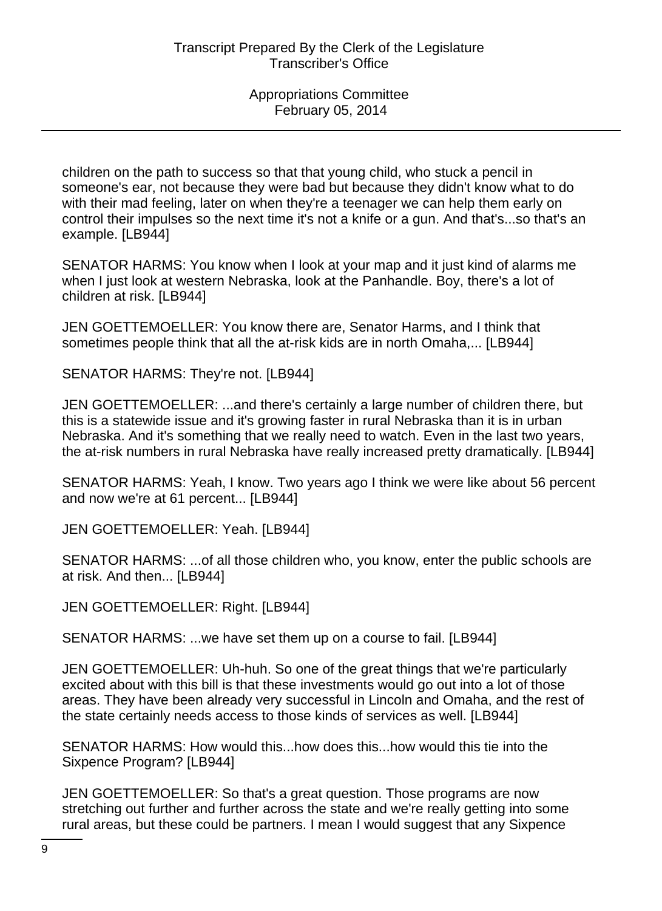children on the path to success so that that young child, who stuck a pencil in someone's ear, not because they were bad but because they didn't know what to do with their mad feeling, later on when they're a teenager we can help them early on control their impulses so the next time it's not a knife or a gun. And that's...so that's an example. [LB944]

SENATOR HARMS: You know when I look at your map and it just kind of alarms me when I just look at western Nebraska, look at the Panhandle. Boy, there's a lot of children at risk. [LB944]

JEN GOETTEMOELLER: You know there are, Senator Harms, and I think that sometimes people think that all the at-risk kids are in north Omaha,... [LB944]

SENATOR HARMS: They're not. [LB944]

JEN GOETTEMOELLER: ...and there's certainly a large number of children there, but this is a statewide issue and it's growing faster in rural Nebraska than it is in urban Nebraska. And it's something that we really need to watch. Even in the last two years, the at-risk numbers in rural Nebraska have really increased pretty dramatically. [LB944]

SENATOR HARMS: Yeah, I know. Two years ago I think we were like about 56 percent and now we're at 61 percent... [LB944]

JEN GOETTEMOELLER: Yeah. [LB944]

SENATOR HARMS: ...of all those children who, you know, enter the public schools are at risk. And then... [LB944]

JEN GOETTEMOELLER: Right. [LB944]

SENATOR HARMS: ...we have set them up on a course to fail. [LB944]

JEN GOETTEMOELLER: Uh-huh. So one of the great things that we're particularly excited about with this bill is that these investments would go out into a lot of those areas. They have been already very successful in Lincoln and Omaha, and the rest of the state certainly needs access to those kinds of services as well. [LB944]

SENATOR HARMS: How would this...how does this...how would this tie into the Sixpence Program? [LB944]

JEN GOETTEMOELLER: So that's a great question. Those programs are now stretching out further and further across the state and we're really getting into some rural areas, but these could be partners. I mean I would suggest that any Sixpence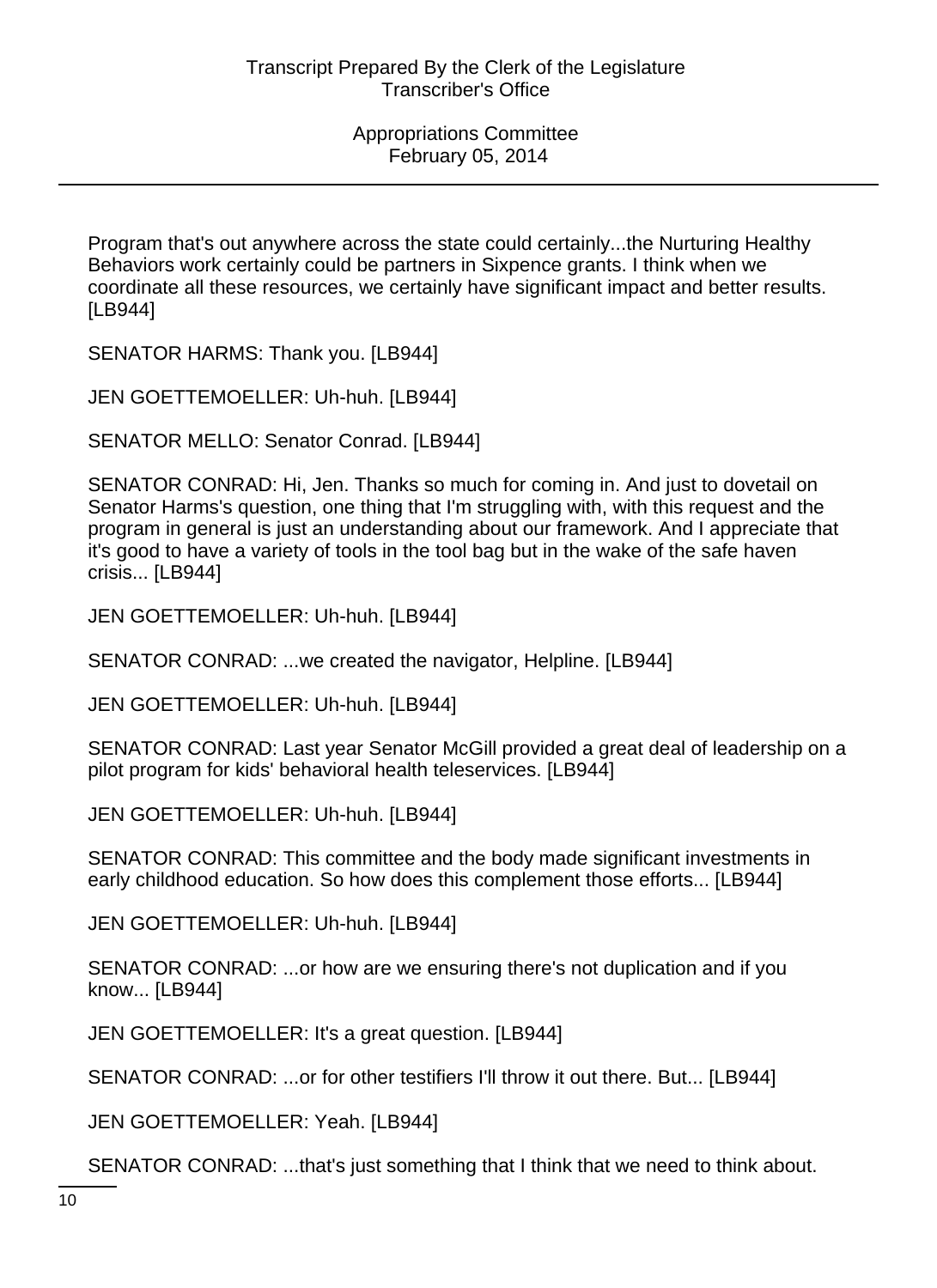Program that's out anywhere across the state could certainly...the Nurturing Healthy Behaviors work certainly could be partners in Sixpence grants. I think when we coordinate all these resources, we certainly have significant impact and better results. [LB944]

SENATOR HARMS: Thank you. [LB944]

JEN GOETTEMOELLER: Uh-huh. [LB944]

SENATOR MELLO: Senator Conrad. [LB944]

SENATOR CONRAD: Hi, Jen. Thanks so much for coming in. And just to dovetail on Senator Harms's question, one thing that I'm struggling with, with this request and the program in general is just an understanding about our framework. And I appreciate that it's good to have a variety of tools in the tool bag but in the wake of the safe haven crisis... [LB944]

JEN GOETTEMOELLER: Uh-huh. [LB944]

SENATOR CONRAD: ...we created the navigator, Helpline. [LB944]

JEN GOETTEMOELLER: Uh-huh. [LB944]

SENATOR CONRAD: Last year Senator McGill provided a great deal of leadership on a pilot program for kids' behavioral health teleservices. [LB944]

JEN GOETTEMOELLER: Uh-huh. [LB944]

SENATOR CONRAD: This committee and the body made significant investments in early childhood education. So how does this complement those efforts... [LB944]

JEN GOETTEMOELLER: Uh-huh. [LB944]

SENATOR CONRAD: ...or how are we ensuring there's not duplication and if you know... [LB944]

JEN GOETTEMOELLER: It's a great question. [LB944]

SENATOR CONRAD: ...or for other testifiers I'll throw it out there. But... [LB944]

JEN GOETTEMOELLER: Yeah. [LB944]

SENATOR CONRAD: ...that's just something that I think that we need to think about.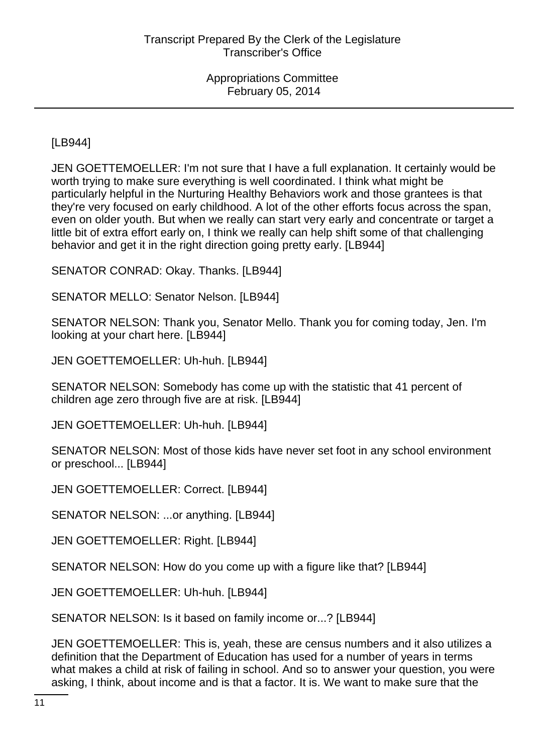[LB944]

JEN GOETTEMOELLER: I'm not sure that I have a full explanation. It certainly would be worth trying to make sure everything is well coordinated. I think what might be particularly helpful in the Nurturing Healthy Behaviors work and those grantees is that they're very focused on early childhood. A lot of the other efforts focus across the span, even on older youth. But when we really can start very early and concentrate or target a little bit of extra effort early on, I think we really can help shift some of that challenging behavior and get it in the right direction going pretty early. [LB944]

SENATOR CONRAD: Okay. Thanks. [LB944]

SENATOR MELLO: Senator Nelson. [LB944]

SENATOR NELSON: Thank you, Senator Mello. Thank you for coming today, Jen. I'm looking at your chart here. [LB944]

JEN GOETTEMOELLER: Uh-huh. [LB944]

SENATOR NELSON: Somebody has come up with the statistic that 41 percent of children age zero through five are at risk. [LB944]

JEN GOETTEMOELLER: Uh-huh. [LB944]

SENATOR NELSON: Most of those kids have never set foot in any school environment or preschool... [LB944]

JEN GOETTEMOELLER: Correct. [LB944]

SENATOR NELSON: ...or anything. [LB944]

JEN GOETTEMOELLER: Right. [LB944]

SENATOR NELSON: How do you come up with a figure like that? [LB944]

JEN GOETTEMOELLER: Uh-huh. [LB944]

SENATOR NELSON: Is it based on family income or...? [LB944]

JEN GOETTEMOELLER: This is, yeah, these are census numbers and it also utilizes a definition that the Department of Education has used for a number of years in terms what makes a child at risk of failing in school. And so to answer your question, you were asking, I think, about income and is that a factor. It is. We want to make sure that the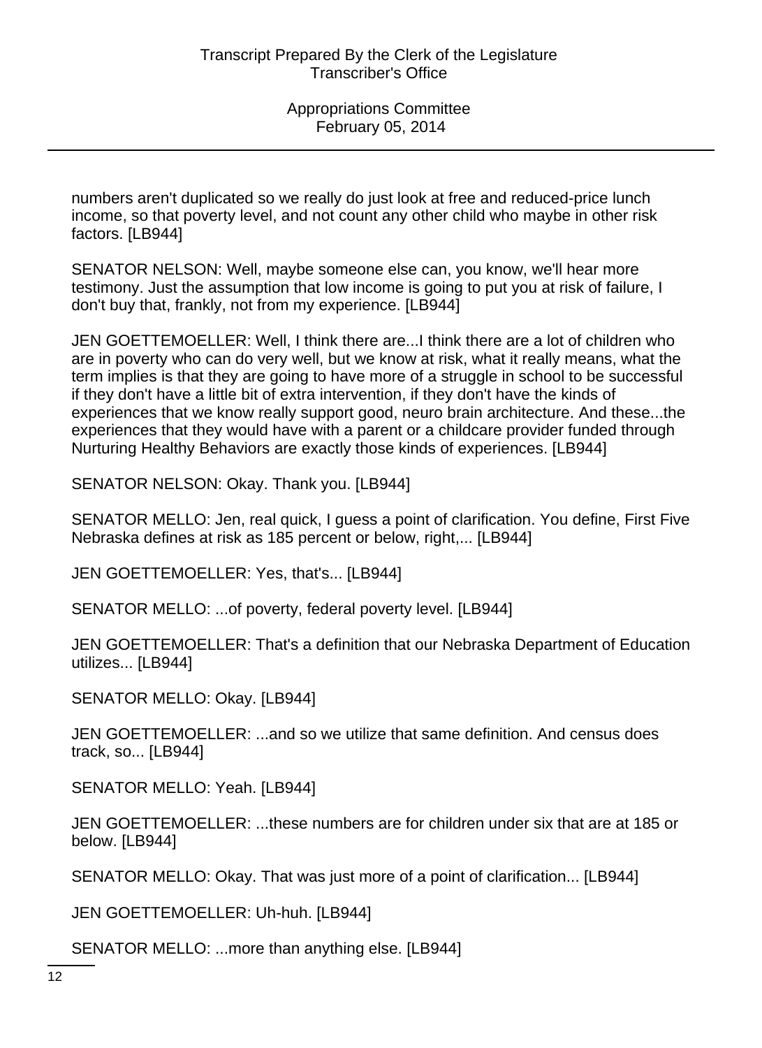numbers aren't duplicated so we really do just look at free and reduced-price lunch income, so that poverty level, and not count any other child who maybe in other risk factors. [LB944]

SENATOR NELSON: Well, maybe someone else can, you know, we'll hear more testimony. Just the assumption that low income is going to put you at risk of failure, I don't buy that, frankly, not from my experience. [LB944]

JEN GOETTEMOELLER: Well, I think there are...I think there are a lot of children who are in poverty who can do very well, but we know at risk, what it really means, what the term implies is that they are going to have more of a struggle in school to be successful if they don't have a little bit of extra intervention, if they don't have the kinds of experiences that we know really support good, neuro brain architecture. And these...the experiences that they would have with a parent or a childcare provider funded through Nurturing Healthy Behaviors are exactly those kinds of experiences. [LB944]

SENATOR NELSON: Okay. Thank you. [LB944]

SENATOR MELLO: Jen, real quick, I guess a point of clarification. You define, First Five Nebraska defines at risk as 185 percent or below, right,... [LB944]

JEN GOETTEMOELLER: Yes, that's... [LB944]

SENATOR MELLO: ...of poverty, federal poverty level. [LB944]

JEN GOETTEMOELLER: That's a definition that our Nebraska Department of Education utilizes... [LB944]

SENATOR MELLO: Okay. [LB944]

JEN GOETTEMOELLER: ...and so we utilize that same definition. And census does track, so... [LB944]

SENATOR MELLO: Yeah. [LB944]

JEN GOETTEMOELLER: ...these numbers are for children under six that are at 185 or below. [LB944]

SENATOR MELLO: Okay. That was just more of a point of clarification... [LB944]

JEN GOETTEMOELLER: Uh-huh. [LB944]

SENATOR MELLO: ...more than anything else. [LB944]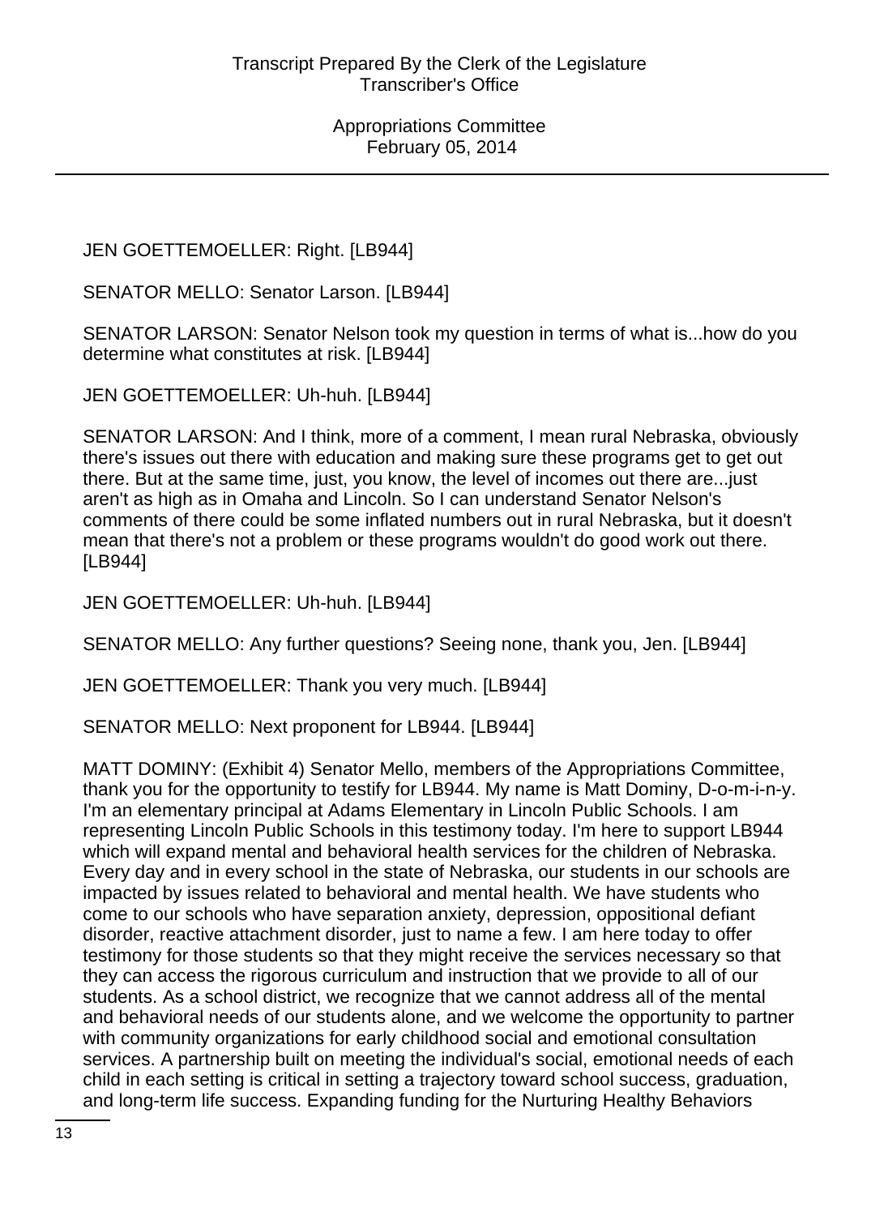JEN GOETTEMOELLER: Right. [LB944]

SENATOR MELLO: Senator Larson. [LB944]

SENATOR LARSON: Senator Nelson took my question in terms of what is...how do you determine what constitutes at risk. [LB944]

JEN GOETTEMOELLER: Uh-huh. [LB944]

SENATOR LARSON: And I think, more of a comment, I mean rural Nebraska, obviously there's issues out there with education and making sure these programs get to get out there. But at the same time, just, you know, the level of incomes out there are...just aren't as high as in Omaha and Lincoln. So I can understand Senator Nelson's comments of there could be some inflated numbers out in rural Nebraska, but it doesn't mean that there's not a problem or these programs wouldn't do good work out there. [LB944]

JEN GOETTEMOELLER: Uh-huh. [LB944]

SENATOR MELLO: Any further questions? Seeing none, thank you, Jen. [LB944]

JEN GOETTEMOELLER: Thank you very much. [LB944]

SENATOR MELLO: Next proponent for LB944. [LB944]

MATT DOMINY: (Exhibit 4) Senator Mello, members of the Appropriations Committee, thank you for the opportunity to testify for LB944. My name is Matt Dominy, D-o-m-i-n-y. I'm an elementary principal at Adams Elementary in Lincoln Public Schools. I am representing Lincoln Public Schools in this testimony today. I'm here to support LB944 which will expand mental and behavioral health services for the children of Nebraska. Every day and in every school in the state of Nebraska, our students in our schools are impacted by issues related to behavioral and mental health. We have students who come to our schools who have separation anxiety, depression, oppositional defiant disorder, reactive attachment disorder, just to name a few. I am here today to offer testimony for those students so that they might receive the services necessary so that they can access the rigorous curriculum and instruction that we provide to all of our students. As a school district, we recognize that we cannot address all of the mental and behavioral needs of our students alone, and we welcome the opportunity to partner with community organizations for early childhood social and emotional consultation services. A partnership built on meeting the individual's social, emotional needs of each child in each setting is critical in setting a trajectory toward school success, graduation, and long-term life success. Expanding funding for the Nurturing Healthy Behaviors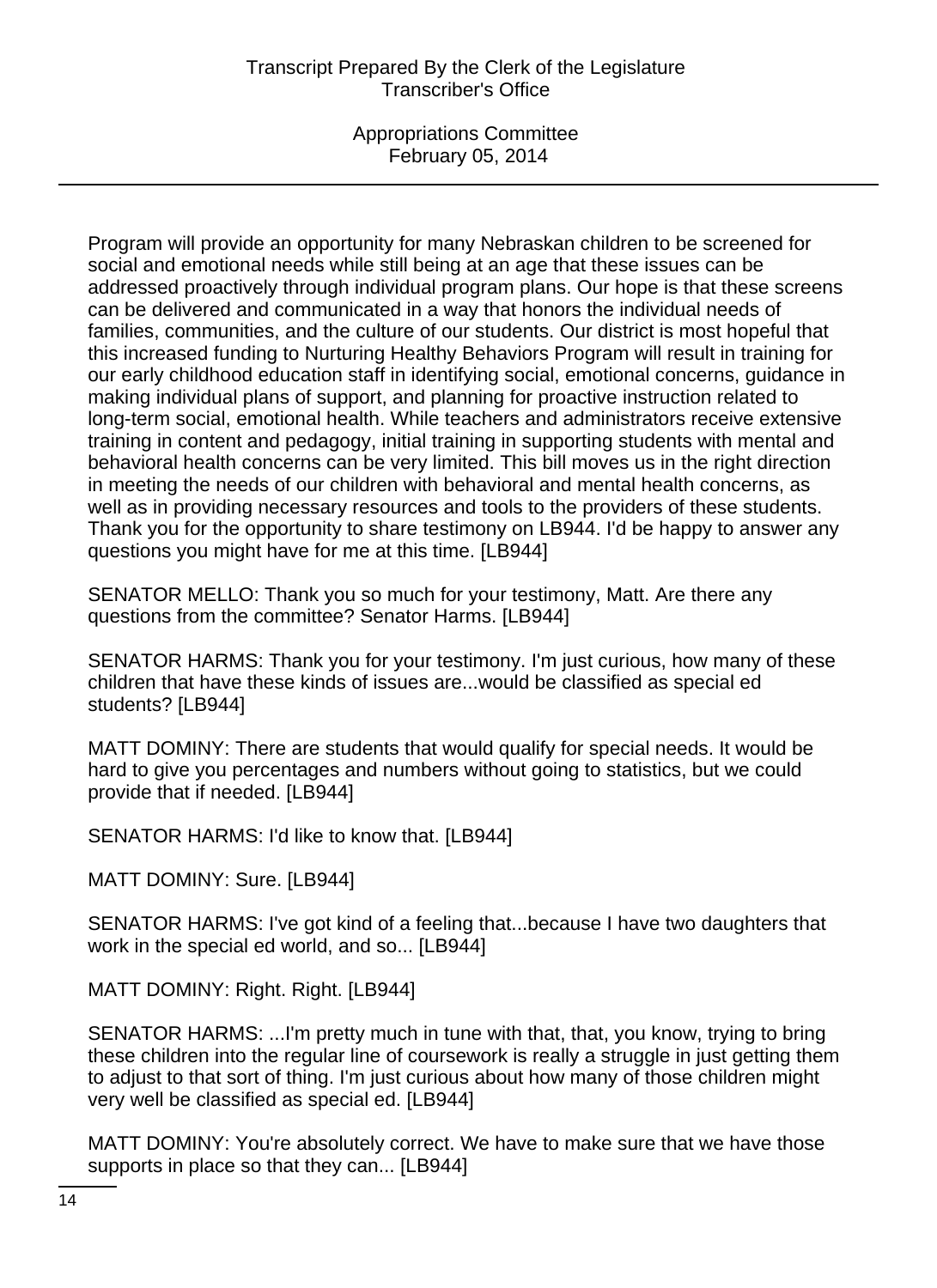Program will provide an opportunity for many Nebraskan children to be screened for social and emotional needs while still being at an age that these issues can be addressed proactively through individual program plans. Our hope is that these screens can be delivered and communicated in a way that honors the individual needs of families, communities, and the culture of our students. Our district is most hopeful that this increased funding to Nurturing Healthy Behaviors Program will result in training for our early childhood education staff in identifying social, emotional concerns, guidance in making individual plans of support, and planning for proactive instruction related to long-term social, emotional health. While teachers and administrators receive extensive training in content and pedagogy, initial training in supporting students with mental and behavioral health concerns can be very limited. This bill moves us in the right direction in meeting the needs of our children with behavioral and mental health concerns, as well as in providing necessary resources and tools to the providers of these students. Thank you for the opportunity to share testimony on LB944. I'd be happy to answer any questions you might have for me at this time. [LB944]

SENATOR MELLO: Thank you so much for your testimony, Matt. Are there any questions from the committee? Senator Harms. [LB944]

SENATOR HARMS: Thank you for your testimony. I'm just curious, how many of these children that have these kinds of issues are...would be classified as special ed students? [LB944]

MATT DOMINY: There are students that would qualify for special needs. It would be hard to give you percentages and numbers without going to statistics, but we could provide that if needed. [LB944]

SENATOR HARMS: I'd like to know that. [LB944]

MATT DOMINY: Sure. [LB944]

SENATOR HARMS: I've got kind of a feeling that...because I have two daughters that work in the special ed world, and so... [LB944]

MATT DOMINY: Right. Right. [LB944]

SENATOR HARMS: ...I'm pretty much in tune with that, that, you know, trying to bring these children into the regular line of coursework is really a struggle in just getting them to adjust to that sort of thing. I'm just curious about how many of those children might very well be classified as special ed. [LB944]

MATT DOMINY: You're absolutely correct. We have to make sure that we have those supports in place so that they can... [LB944]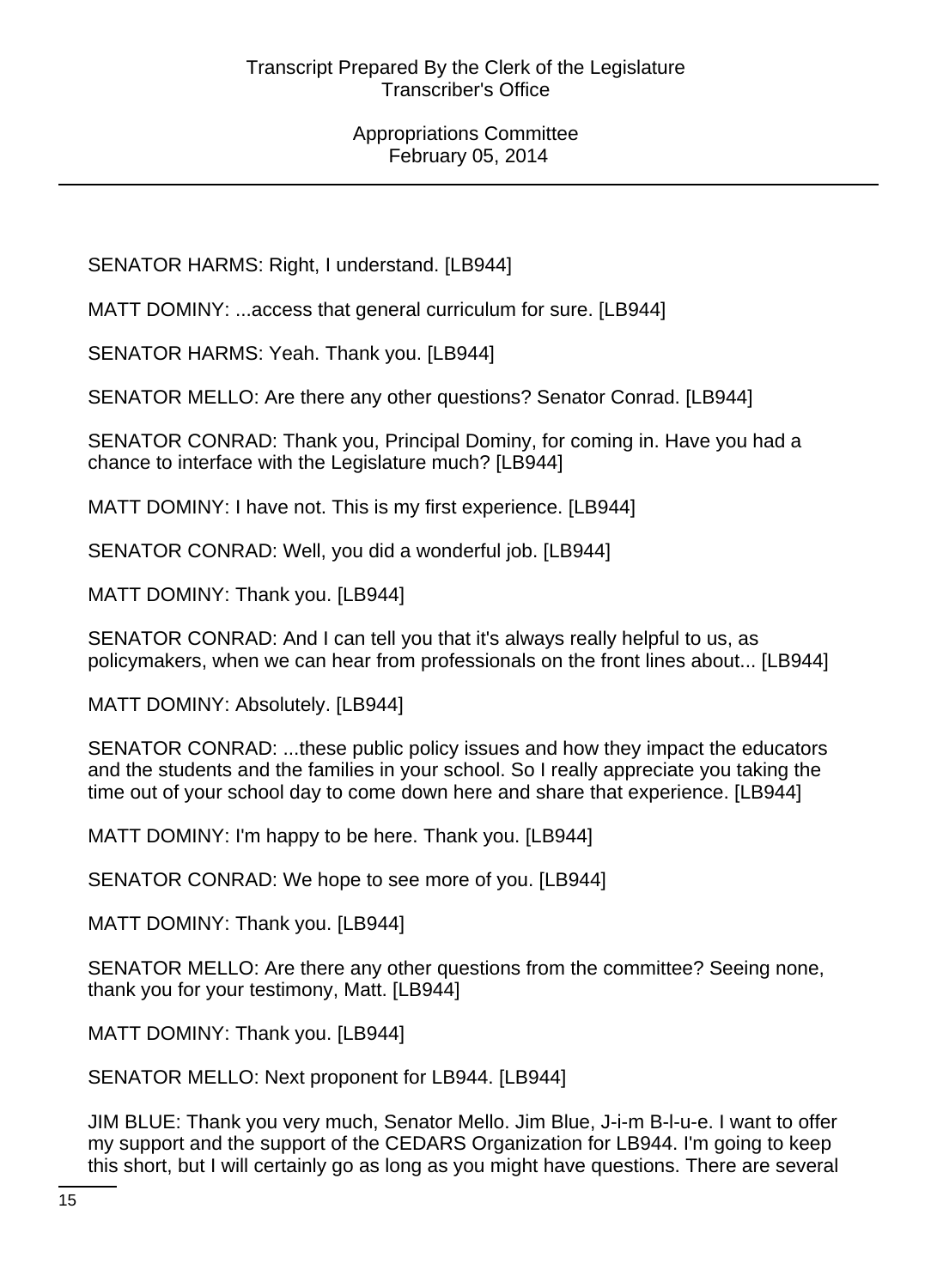SENATOR HARMS: Right, I understand. [LB944]

MATT DOMINY: ...access that general curriculum for sure. [LB944]

SENATOR HARMS: Yeah. Thank you. [LB944]

SENATOR MELLO: Are there any other questions? Senator Conrad. [LB944]

SENATOR CONRAD: Thank you, Principal Dominy, for coming in. Have you had a chance to interface with the Legislature much? [LB944]

MATT DOMINY: I have not. This is my first experience. [LB944]

SENATOR CONRAD: Well, you did a wonderful job. [LB944]

MATT DOMINY: Thank you. [LB944]

SENATOR CONRAD: And I can tell you that it's always really helpful to us, as policymakers, when we can hear from professionals on the front lines about... [LB944]

MATT DOMINY: Absolutely. [LB944]

SENATOR CONRAD: ...these public policy issues and how they impact the educators and the students and the families in your school. So I really appreciate you taking the time out of your school day to come down here and share that experience. [LB944]

MATT DOMINY: I'm happy to be here. Thank you. [LB944]

SENATOR CONRAD: We hope to see more of you. [LB944]

MATT DOMINY: Thank you. [LB944]

SENATOR MELLO: Are there any other questions from the committee? Seeing none, thank you for your testimony, Matt. [LB944]

MATT DOMINY: Thank you. [LB944]

SENATOR MELLO: Next proponent for LB944. [LB944]

JIM BLUE: Thank you very much, Senator Mello. Jim Blue, J-i-m B-l-u-e. I want to offer my support and the support of the CEDARS Organization for LB944. I'm going to keep this short, but I will certainly go as long as you might have questions. There are several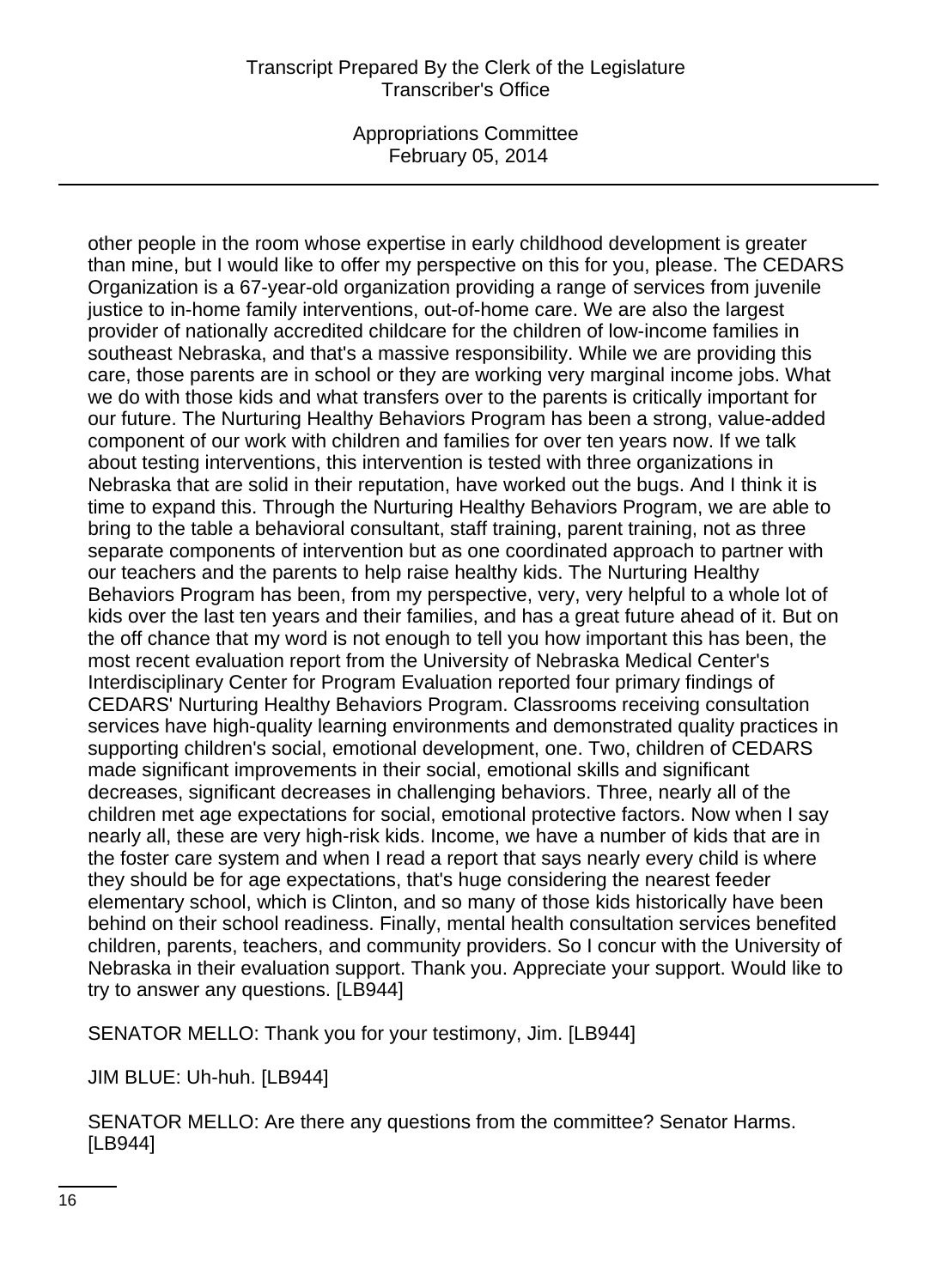other people in the room whose expertise in early childhood development is greater than mine, but I would like to offer my perspective on this for you, please. The CEDARS Organization is a 67-year-old organization providing a range of services from juvenile justice to in-home family interventions, out-of-home care. We are also the largest provider of nationally accredited childcare for the children of low-income families in southeast Nebraska, and that's a massive responsibility. While we are providing this care, those parents are in school or they are working very marginal income jobs. What we do with those kids and what transfers over to the parents is critically important for our future. The Nurturing Healthy Behaviors Program has been a strong, value-added component of our work with children and families for over ten years now. If we talk about testing interventions, this intervention is tested with three organizations in Nebraska that are solid in their reputation, have worked out the bugs. And I think it is time to expand this. Through the Nurturing Healthy Behaviors Program, we are able to bring to the table a behavioral consultant, staff training, parent training, not as three separate components of intervention but as one coordinated approach to partner with our teachers and the parents to help raise healthy kids. The Nurturing Healthy Behaviors Program has been, from my perspective, very, very helpful to a whole lot of kids over the last ten years and their families, and has a great future ahead of it. But on the off chance that my word is not enough to tell you how important this has been, the most recent evaluation report from the University of Nebraska Medical Center's Interdisciplinary Center for Program Evaluation reported four primary findings of CEDARS' Nurturing Healthy Behaviors Program. Classrooms receiving consultation services have high-quality learning environments and demonstrated quality practices in supporting children's social, emotional development, one. Two, children of CEDARS made significant improvements in their social, emotional skills and significant decreases, significant decreases in challenging behaviors. Three, nearly all of the children met age expectations for social, emotional protective factors. Now when I say nearly all, these are very high-risk kids. Income, we have a number of kids that are in the foster care system and when I read a report that says nearly every child is where they should be for age expectations, that's huge considering the nearest feeder elementary school, which is Clinton, and so many of those kids historically have been behind on their school readiness. Finally, mental health consultation services benefited children, parents, teachers, and community providers. So I concur with the University of Nebraska in their evaluation support. Thank you. Appreciate your support. Would like to try to answer any questions. [LB944]

SENATOR MELLO: Thank you for your testimony, Jim. [LB944]

JIM BLUE: Uh-huh. [LB944]

SENATOR MELLO: Are there any questions from the committee? Senator Harms. [LB944]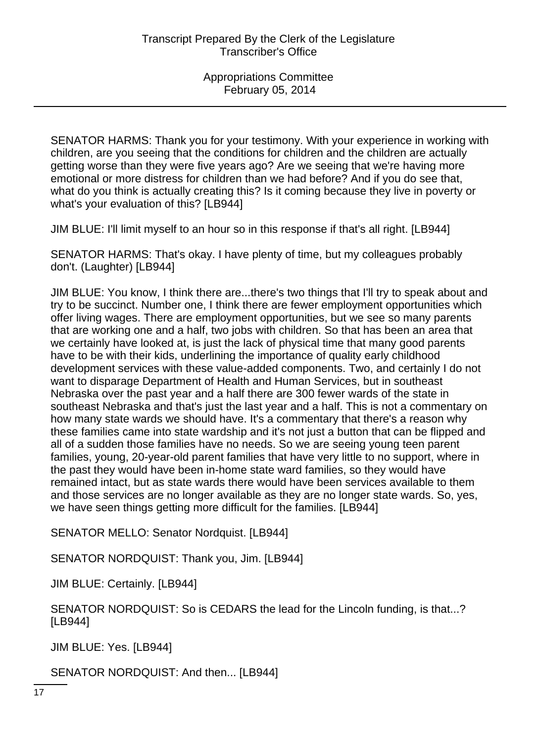SENATOR HARMS: Thank you for your testimony. With your experience in working with children, are you seeing that the conditions for children and the children are actually getting worse than they were five years ago? Are we seeing that we're having more emotional or more distress for children than we had before? And if you do see that, what do you think is actually creating this? Is it coming because they live in poverty or what's your evaluation of this? [LB944]

JIM BLUE: I'll limit myself to an hour so in this response if that's all right. [LB944]

SENATOR HARMS: That's okay. I have plenty of time, but my colleagues probably don't. (Laughter) [LB944]

JIM BLUE: You know, I think there are...there's two things that I'll try to speak about and try to be succinct. Number one, I think there are fewer employment opportunities which offer living wages. There are employment opportunities, but we see so many parents that are working one and a half, two jobs with children. So that has been an area that we certainly have looked at, is just the lack of physical time that many good parents have to be with their kids, underlining the importance of quality early childhood development services with these value-added components. Two, and certainly I do not want to disparage Department of Health and Human Services, but in southeast Nebraska over the past year and a half there are 300 fewer wards of the state in southeast Nebraska and that's just the last year and a half. This is not a commentary on how many state wards we should have. It's a commentary that there's a reason why these families came into state wardship and it's not just a button that can be flipped and all of a sudden those families have no needs. So we are seeing young teen parent families, young, 20-year-old parent families that have very little to no support, where in the past they would have been in-home state ward families, so they would have remained intact, but as state wards there would have been services available to them and those services are no longer available as they are no longer state wards. So, yes, we have seen things getting more difficult for the families. [LB944]

SENATOR MELLO: Senator Nordquist. [LB944]

SENATOR NORDQUIST: Thank you, Jim. [LB944]

JIM BLUE: Certainly. [LB944]

SENATOR NORDQUIST: So is CEDARS the lead for the Lincoln funding, is that...? [LB944]

JIM BLUE: Yes. [LB944]

SENATOR NORDQUIST: And then... [LB944]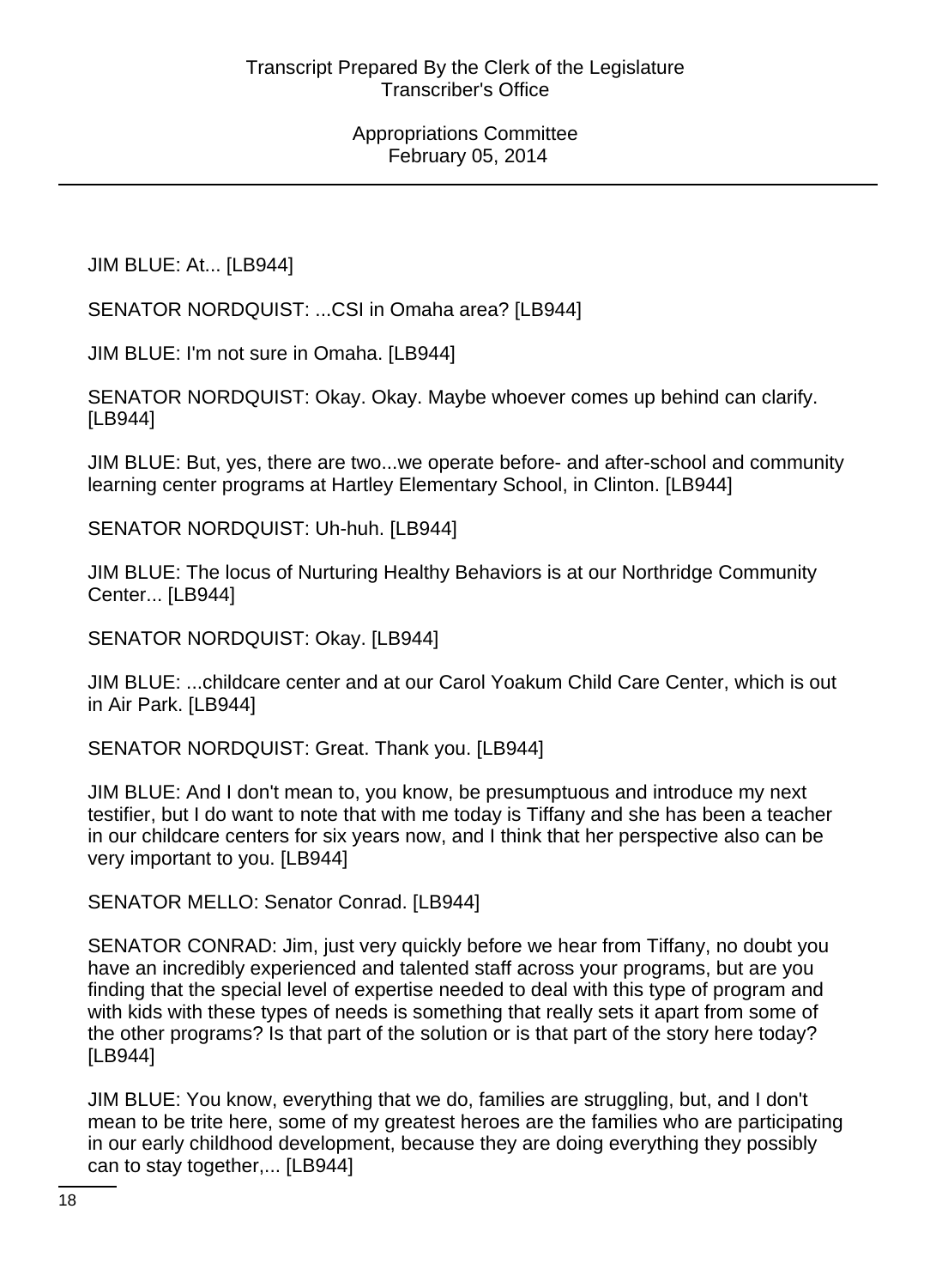JIM BLUE: At... [LB944]

SENATOR NORDQUIST: ...CSI in Omaha area? [LB944]

JIM BLUE: I'm not sure in Omaha. [LB944]

SENATOR NORDQUIST: Okay. Okay. Maybe whoever comes up behind can clarify. [LB944]

JIM BLUE: But, yes, there are two...we operate before- and after-school and community learning center programs at Hartley Elementary School, in Clinton. [LB944]

SENATOR NORDQUIST: Uh-huh. [LB944]

JIM BLUE: The locus of Nurturing Healthy Behaviors is at our Northridge Community Center... [LB944]

SENATOR NORDQUIST: Okay. [LB944]

JIM BLUE: ...childcare center and at our Carol Yoakum Child Care Center, which is out in Air Park. [LB944]

SENATOR NORDQUIST: Great. Thank you. [LB944]

JIM BLUE: And I don't mean to, you know, be presumptuous and introduce my next testifier, but I do want to note that with me today is Tiffany and she has been a teacher in our childcare centers for six years now, and I think that her perspective also can be very important to you. [LB944]

SENATOR MELLO: Senator Conrad. [LB944]

SENATOR CONRAD: Jim, just very quickly before we hear from Tiffany, no doubt you have an incredibly experienced and talented staff across your programs, but are you finding that the special level of expertise needed to deal with this type of program and with kids with these types of needs is something that really sets it apart from some of the other programs? Is that part of the solution or is that part of the story here today? [LB944]

JIM BLUE: You know, everything that we do, families are struggling, but, and I don't mean to be trite here, some of my greatest heroes are the families who are participating in our early childhood development, because they are doing everything they possibly can to stay together,... [LB944]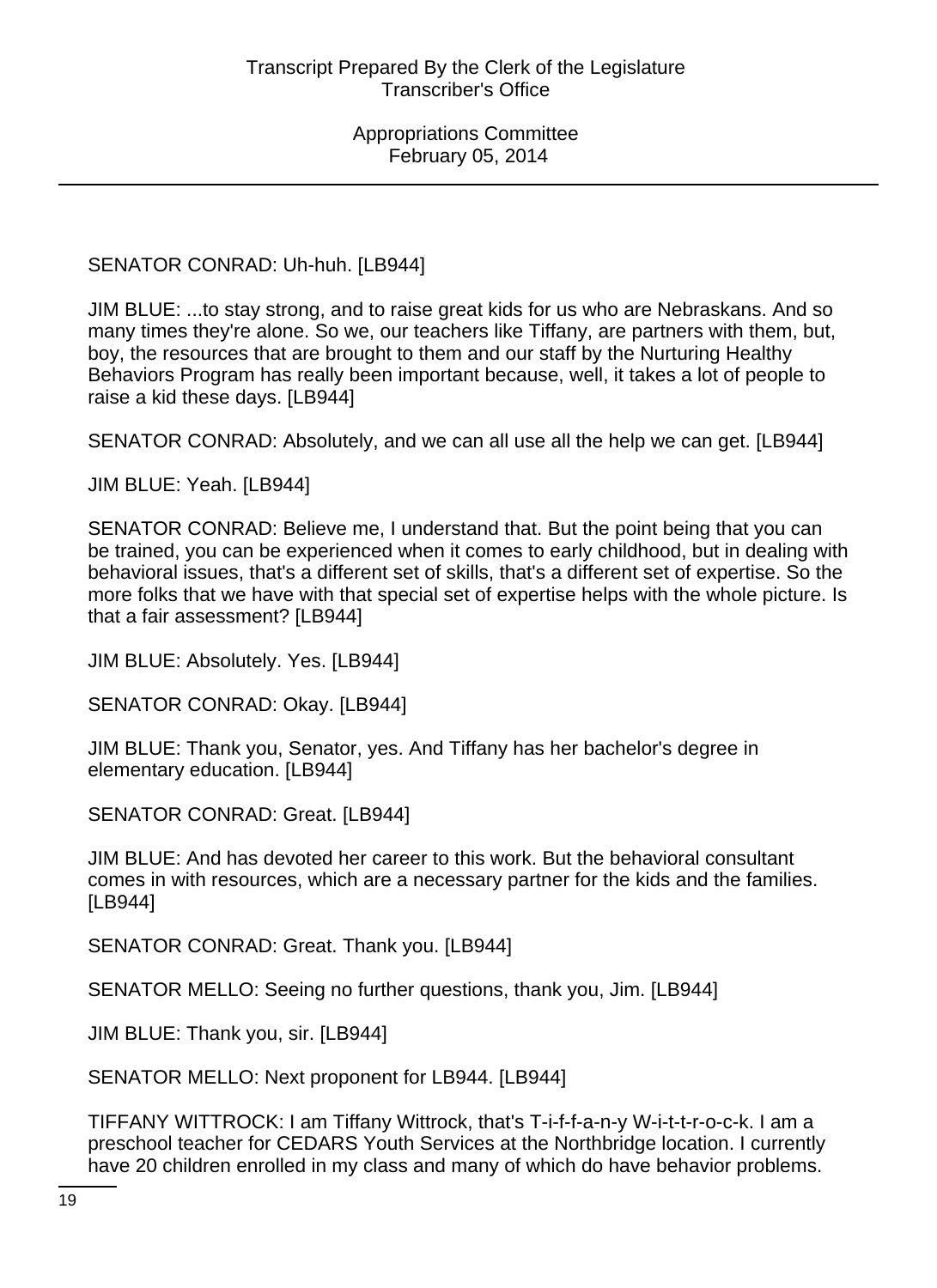SENATOR CONRAD: Uh-huh. [LB944]

JIM BLUE: ...to stay strong, and to raise great kids for us who are Nebraskans. And so many times they're alone. So we, our teachers like Tiffany, are partners with them, but, boy, the resources that are brought to them and our staff by the Nurturing Healthy Behaviors Program has really been important because, well, it takes a lot of people to raise a kid these days. [LB944]

SENATOR CONRAD: Absolutely, and we can all use all the help we can get. [LB944]

JIM BLUE: Yeah. [LB944]

SENATOR CONRAD: Believe me, I understand that. But the point being that you can be trained, you can be experienced when it comes to early childhood, but in dealing with behavioral issues, that's a different set of skills, that's a different set of expertise. So the more folks that we have with that special set of expertise helps with the whole picture. Is that a fair assessment? [LB944]

JIM BLUE: Absolutely. Yes. [LB944]

SENATOR CONRAD: Okay. [LB944]

JIM BLUE: Thank you, Senator, yes. And Tiffany has her bachelor's degree in elementary education. [LB944]

SENATOR CONRAD: Great. [LB944]

JIM BLUE: And has devoted her career to this work. But the behavioral consultant comes in with resources, which are a necessary partner for the kids and the families. [LB944]

SENATOR CONRAD: Great. Thank you. [LB944]

SENATOR MELLO: Seeing no further questions, thank you, Jim. [LB944]

JIM BLUE: Thank you, sir. [LB944]

SENATOR MELLO: Next proponent for LB944. [LB944]

TIFFANY WITTROCK: I am Tiffany Wittrock, that's T-i-f-f-a-n-y W-i-t-t-r-o-c-k. I am a preschool teacher for CEDARS Youth Services at the Northbridge location. I currently have 20 children enrolled in my class and many of which do have behavior problems.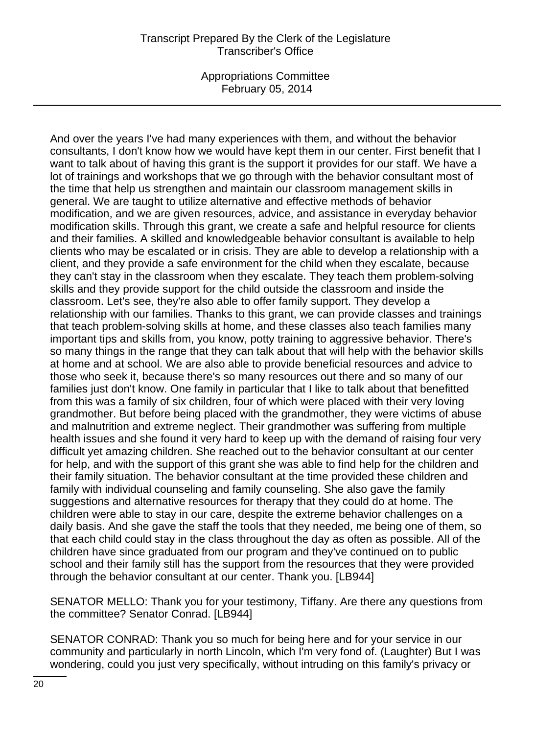And over the years I've had many experiences with them, and without the behavior consultants, I don't know how we would have kept them in our center. First benefit that I want to talk about of having this grant is the support it provides for our staff. We have a lot of trainings and workshops that we go through with the behavior consultant most of the time that help us strengthen and maintain our classroom management skills in general. We are taught to utilize alternative and effective methods of behavior modification, and we are given resources, advice, and assistance in everyday behavior modification skills. Through this grant, we create a safe and helpful resource for clients and their families. A skilled and knowledgeable behavior consultant is available to help clients who may be escalated or in crisis. They are able to develop a relationship with a client, and they provide a safe environment for the child when they escalate, because they can't stay in the classroom when they escalate. They teach them problem-solving skills and they provide support for the child outside the classroom and inside the classroom. Let's see, they're also able to offer family support. They develop a relationship with our families. Thanks to this grant, we can provide classes and trainings that teach problem-solving skills at home, and these classes also teach families many important tips and skills from, you know, potty training to aggressive behavior. There's so many things in the range that they can talk about that will help with the behavior skills at home and at school. We are also able to provide beneficial resources and advice to those who seek it, because there's so many resources out there and so many of our families just don't know. One family in particular that I like to talk about that benefitted from this was a family of six children, four of which were placed with their very loving grandmother. But before being placed with the grandmother, they were victims of abuse and malnutrition and extreme neglect. Their grandmother was suffering from multiple health issues and she found it very hard to keep up with the demand of raising four very difficult yet amazing children. She reached out to the behavior consultant at our center for help, and with the support of this grant she was able to find help for the children and their family situation. The behavior consultant at the time provided these children and family with individual counseling and family counseling. She also gave the family suggestions and alternative resources for therapy that they could do at home. The children were able to stay in our care, despite the extreme behavior challenges on a daily basis. And she gave the staff the tools that they needed, me being one of them, so that each child could stay in the class throughout the day as often as possible. All of the children have since graduated from our program and they've continued on to public school and their family still has the support from the resources that they were provided through the behavior consultant at our center. Thank you. [LB944]

SENATOR MELLO: Thank you for your testimony, Tiffany. Are there any questions from the committee? Senator Conrad. [LB944]

SENATOR CONRAD: Thank you so much for being here and for your service in our community and particularly in north Lincoln, which I'm very fond of. (Laughter) But I was wondering, could you just very specifically, without intruding on this family's privacy or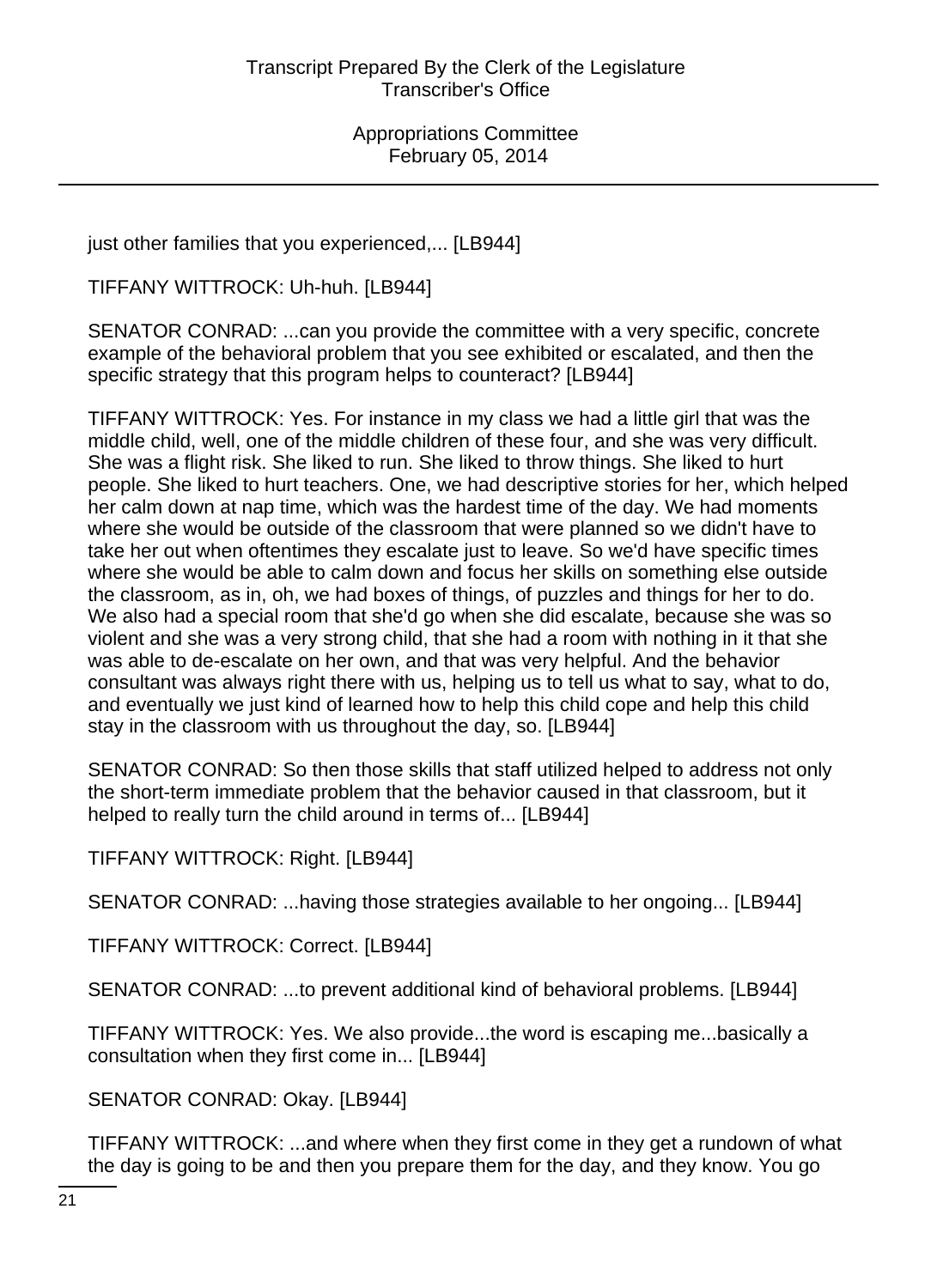just other families that you experienced,... [LB944]

TIFFANY WITTROCK: Uh-huh. [LB944]

SENATOR CONRAD: ...can you provide the committee with a very specific, concrete example of the behavioral problem that you see exhibited or escalated, and then the specific strategy that this program helps to counteract? [LB944]

TIFFANY WITTROCK: Yes. For instance in my class we had a little girl that was the middle child, well, one of the middle children of these four, and she was very difficult. She was a flight risk. She liked to run. She liked to throw things. She liked to hurt people. She liked to hurt teachers. One, we had descriptive stories for her, which helped her calm down at nap time, which was the hardest time of the day. We had moments where she would be outside of the classroom that were planned so we didn't have to take her out when oftentimes they escalate just to leave. So we'd have specific times where she would be able to calm down and focus her skills on something else outside the classroom, as in, oh, we had boxes of things, of puzzles and things for her to do. We also had a special room that she'd go when she did escalate, because she was so violent and she was a very strong child, that she had a room with nothing in it that she was able to de-escalate on her own, and that was very helpful. And the behavior consultant was always right there with us, helping us to tell us what to say, what to do, and eventually we just kind of learned how to help this child cope and help this child stay in the classroom with us throughout the day, so. [LB944]

SENATOR CONRAD: So then those skills that staff utilized helped to address not only the short-term immediate problem that the behavior caused in that classroom, but it helped to really turn the child around in terms of... [LB944]

TIFFANY WITTROCK: Right. [LB944]

SENATOR CONRAD: ...having those strategies available to her ongoing... [LB944]

TIFFANY WITTROCK: Correct. [LB944]

SENATOR CONRAD: ...to prevent additional kind of behavioral problems. [LB944]

TIFFANY WITTROCK: Yes. We also provide...the word is escaping me...basically a consultation when they first come in... [LB944]

SENATOR CONRAD: Okay. [LB944]

TIFFANY WITTROCK: ...and where when they first come in they get a rundown of what the day is going to be and then you prepare them for the day, and they know. You go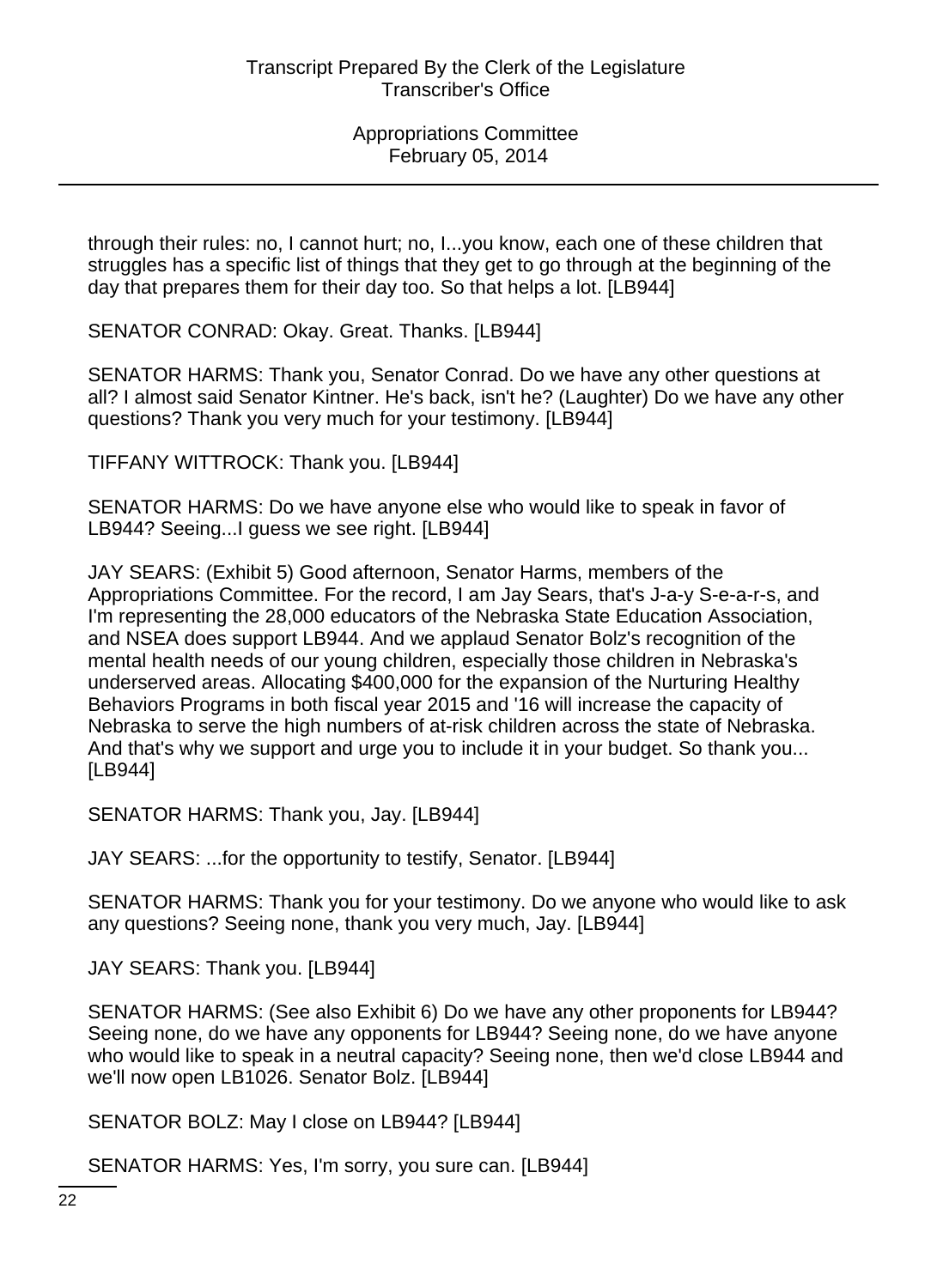through their rules: no, I cannot hurt; no, I...you know, each one of these children that struggles has a specific list of things that they get to go through at the beginning of the day that prepares them for their day too. So that helps a lot. [LB944]

SENATOR CONRAD: Okay. Great. Thanks. [LB944]

SENATOR HARMS: Thank you, Senator Conrad. Do we have any other questions at all? I almost said Senator Kintner. He's back, isn't he? (Laughter) Do we have any other questions? Thank you very much for your testimony. [LB944]

TIFFANY WITTROCK: Thank you. [LB944]

SENATOR HARMS: Do we have anyone else who would like to speak in favor of LB944? Seeing...I guess we see right. [LB944]

JAY SEARS: (Exhibit 5) Good afternoon, Senator Harms, members of the Appropriations Committee. For the record, I am Jay Sears, that's J-a-y S-e-a-r-s, and I'm representing the 28,000 educators of the Nebraska State Education Association, and NSEA does support LB944. And we applaud Senator Bolz's recognition of the mental health needs of our young children, especially those children in Nebraska's underserved areas. Allocating $400,000 for the expansion of the Nurturing Healthy Behaviors Programs in both fiscal year 2015 and '16 will increase the capacity of Nebraska to serve the high numbers of at-risk children across the state of Nebraska. And that's why we support and urge you to include it in your budget. So thank you... [LB944]

SENATOR HARMS: Thank you, Jay. [LB944]

JAY SEARS: ...for the opportunity to testify, Senator. [LB944]

SENATOR HARMS: Thank you for your testimony. Do we anyone who would like to ask any questions? Seeing none, thank you very much, Jay. [LB944]

JAY SEARS: Thank you. [LB944]

SENATOR HARMS: (See also Exhibit 6) Do we have any other proponents for LB944? Seeing none, do we have any opponents for LB944? Seeing none, do we have anyone who would like to speak in a neutral capacity? Seeing none, then we'd close LB944 and we'll now open LB1026. Senator Bolz. [LB944]

SENATOR BOLZ: May I close on LB944? [LB944]

SENATOR HARMS: Yes, I'm sorry, you sure can. [LB944]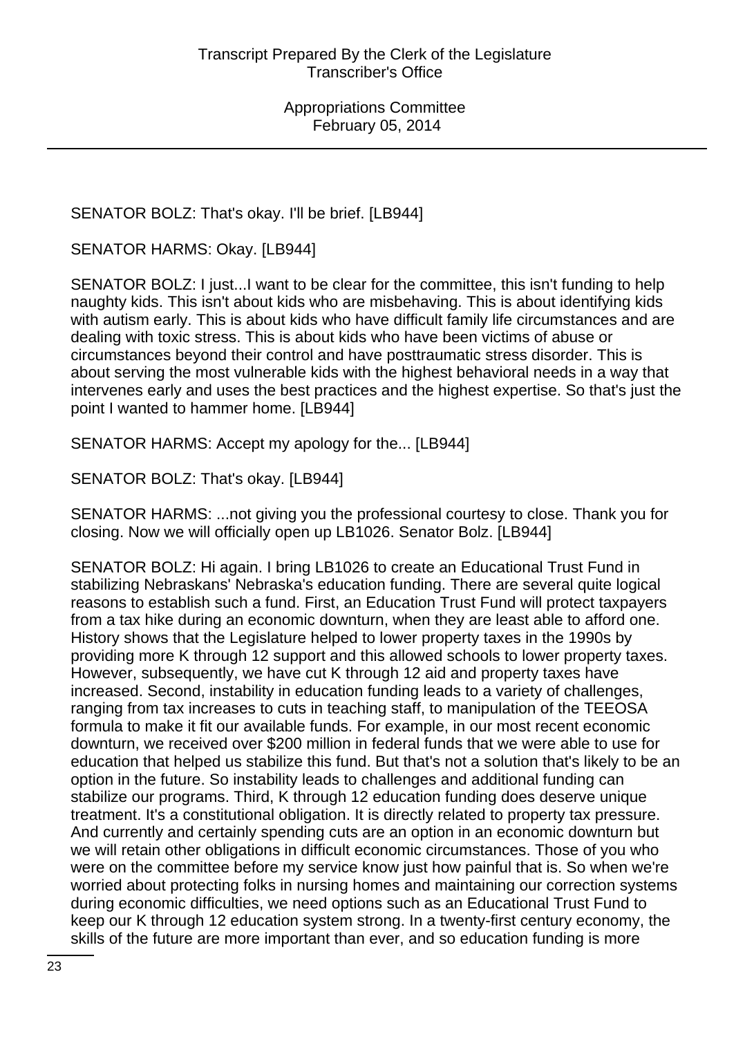SENATOR BOLZ: That's okay. I'll be brief. [LB944]

SENATOR HARMS: Okay. [LB944]

SENATOR BOLZ: I just...I want to be clear for the committee, this isn't funding to help naughty kids. This isn't about kids who are misbehaving. This is about identifying kids with autism early. This is about kids who have difficult family life circumstances and are dealing with toxic stress. This is about kids who have been victims of abuse or circumstances beyond their control and have posttraumatic stress disorder. This is about serving the most vulnerable kids with the highest behavioral needs in a way that intervenes early and uses the best practices and the highest expertise. So that's just the point I wanted to hammer home. [LB944]

SENATOR HARMS: Accept my apology for the... [LB944]

SENATOR BOLZ: That's okay. [LB944]

SENATOR HARMS: ...not giving you the professional courtesy to close. Thank you for closing. Now we will officially open up LB1026. Senator Bolz. [LB944]

SENATOR BOLZ: Hi again. I bring LB1026 to create an Educational Trust Fund in stabilizing Nebraskans' Nebraska's education funding. There are several quite logical reasons to establish such a fund. First, an Education Trust Fund will protect taxpayers from a tax hike during an economic downturn, when they are least able to afford one. History shows that the Legislature helped to lower property taxes in the 1990s by providing more K through 12 support and this allowed schools to lower property taxes. However, subsequently, we have cut K through 12 aid and property taxes have increased. Second, instability in education funding leads to a variety of challenges, ranging from tax increases to cuts in teaching staff, to manipulation of the TEEOSA formula to make it fit our available funds. For example, in our most recent economic downturn, we received over $200 million in federal funds that we were able to use for education that helped us stabilize this fund. But that's not a solution that's likely to be an option in the future. So instability leads to challenges and additional funding can stabilize our programs. Third, K through 12 education funding does deserve unique treatment. It's a constitutional obligation. It is directly related to property tax pressure. And currently and certainly spending cuts are an option in an economic downturn but we will retain other obligations in difficult economic circumstances. Those of you who were on the committee before my service know just how painful that is. So when we're worried about protecting folks in nursing homes and maintaining our correction systems during economic difficulties, we need options such as an Educational Trust Fund to keep our K through 12 education system strong. In a twenty-first century economy, the skills of the future are more important than ever, and so education funding is more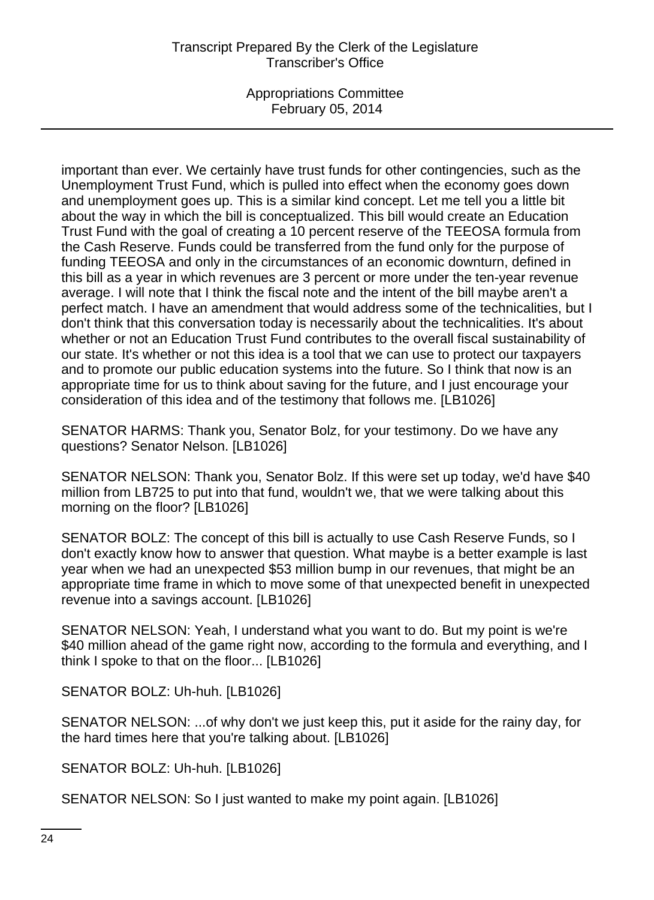important than ever. We certainly have trust funds for other contingencies, such as the Unemployment Trust Fund, which is pulled into effect when the economy goes down and unemployment goes up. This is a similar kind concept. Let me tell you a little bit about the way in which the bill is conceptualized. This bill would create an Education Trust Fund with the goal of creating a 10 percent reserve of the TEEOSA formula from the Cash Reserve. Funds could be transferred from the fund only for the purpose of funding TEEOSA and only in the circumstances of an economic downturn, defined in this bill as a year in which revenues are 3 percent or more under the ten-year revenue average. I will note that I think the fiscal note and the intent of the bill maybe aren't a perfect match. I have an amendment that would address some of the technicalities, but I don't think that this conversation today is necessarily about the technicalities. It's about whether or not an Education Trust Fund contributes to the overall fiscal sustainability of our state. It's whether or not this idea is a tool that we can use to protect our taxpayers and to promote our public education systems into the future. So I think that now is an appropriate time for us to think about saving for the future, and I just encourage your consideration of this idea and of the testimony that follows me. [LB1026]

SENATOR HARMS: Thank you, Senator Bolz, for your testimony. Do we have any questions? Senator Nelson. [LB1026]

SENATOR NELSON: Thank you, Senator Bolz. If this were set up today, we'd have $40 million from LB725 to put into that fund, wouldn't we, that we were talking about this morning on the floor? [LB1026]

SENATOR BOLZ: The concept of this bill is actually to use Cash Reserve Funds, so I don't exactly know how to answer that question. What maybe is a better example is last year when we had an unexpected $53 million bump in our revenues, that might be an appropriate time frame in which to move some of that unexpected benefit in unexpected revenue into a savings account. [LB1026]

SENATOR NELSON: Yeah, I understand what you want to do. But my point is we're $40 million ahead of the game right now, according to the formula and everything, and I think I spoke to that on the floor... [LB1026]

SENATOR BOLZ: Uh-huh. [LB1026]

SENATOR NELSON: ...of why don't we just keep this, put it aside for the rainy day, for the hard times here that you're talking about. [LB1026]

SENATOR BOLZ: Uh-huh. [LB1026]

SENATOR NELSON: So I just wanted to make my point again. [LB1026]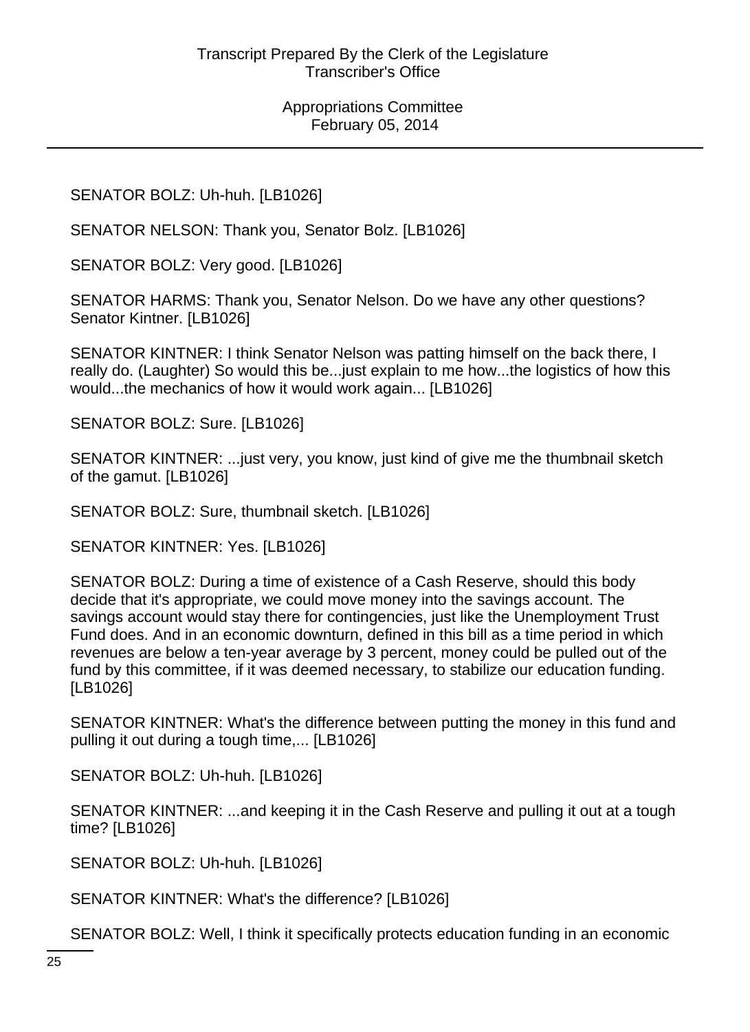SENATOR BOLZ: Uh-huh. [LB1026]

SENATOR NELSON: Thank you, Senator Bolz. [LB1026]

SENATOR BOLZ: Very good. [LB1026]

SENATOR HARMS: Thank you, Senator Nelson. Do we have any other questions? Senator Kintner. [LB1026]

SENATOR KINTNER: I think Senator Nelson was patting himself on the back there, I really do. (Laughter) So would this be...just explain to me how...the logistics of how this would...the mechanics of how it would work again... [LB1026]

SENATOR BOLZ: Sure. [LB1026]

SENATOR KINTNER: ...just very, you know, just kind of give me the thumbnail sketch of the gamut. [LB1026]

SENATOR BOLZ: Sure, thumbnail sketch. [LB1026]

SENATOR KINTNER: Yes. [LB1026]

SENATOR BOLZ: During a time of existence of a Cash Reserve, should this body decide that it's appropriate, we could move money into the savings account. The savings account would stay there for contingencies, just like the Unemployment Trust Fund does. And in an economic downturn, defined in this bill as a time period in which revenues are below a ten-year average by 3 percent, money could be pulled out of the fund by this committee, if it was deemed necessary, to stabilize our education funding. [LB1026]

SENATOR KINTNER: What's the difference between putting the money in this fund and pulling it out during a tough time,... [LB1026]

SENATOR BOLZ: Uh-huh. [LB1026]

SENATOR KINTNER: ...and keeping it in the Cash Reserve and pulling it out at a tough time? [LB1026]

SENATOR BOLZ: Uh-huh. [LB1026]

SENATOR KINTNER: What's the difference? [LB1026]

SENATOR BOLZ: Well, I think it specifically protects education funding in an economic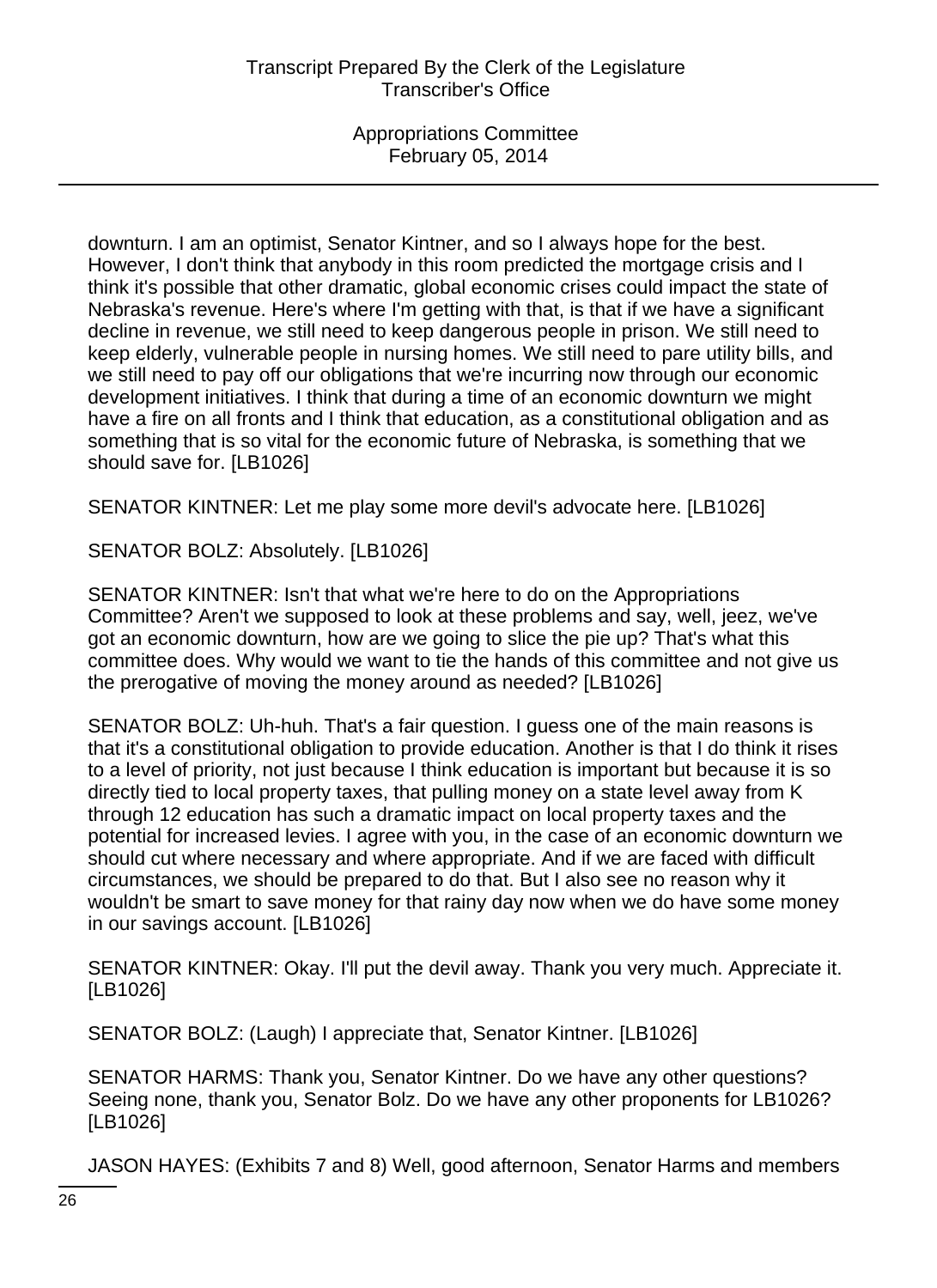downturn. I am an optimist, Senator Kintner, and so I always hope for the best. However, I don't think that anybody in this room predicted the mortgage crisis and I think it's possible that other dramatic, global economic crises could impact the state of Nebraska's revenue. Here's where I'm getting with that, is that if we have a significant decline in revenue, we still need to keep dangerous people in prison. We still need to keep elderly, vulnerable people in nursing homes. We still need to pare utility bills, and we still need to pay off our obligations that we're incurring now through our economic development initiatives. I think that during a time of an economic downturn we might have a fire on all fronts and I think that education, as a constitutional obligation and as something that is so vital for the economic future of Nebraska, is something that we should save for. [LB1026]

SENATOR KINTNER: Let me play some more devil's advocate here. [LB1026]

SENATOR BOLZ: Absolutely. [LB1026]

SENATOR KINTNER: Isn't that what we're here to do on the Appropriations Committee? Aren't we supposed to look at these problems and say, well, jeez, we've got an economic downturn, how are we going to slice the pie up? That's what this committee does. Why would we want to tie the hands of this committee and not give us the prerogative of moving the money around as needed? [LB1026]

SENATOR BOLZ: Uh-huh. That's a fair question. I guess one of the main reasons is that it's a constitutional obligation to provide education. Another is that I do think it rises to a level of priority, not just because I think education is important but because it is so directly tied to local property taxes, that pulling money on a state level away from K through 12 education has such a dramatic impact on local property taxes and the potential for increased levies. I agree with you, in the case of an economic downturn we should cut where necessary and where appropriate. And if we are faced with difficult circumstances, we should be prepared to do that. But I also see no reason why it wouldn't be smart to save money for that rainy day now when we do have some money in our savings account. [LB1026]

SENATOR KINTNER: Okay. I'll put the devil away. Thank you very much. Appreciate it. [LB1026]

SENATOR BOLZ: (Laugh) I appreciate that, Senator Kintner. [LB1026]

SENATOR HARMS: Thank you, Senator Kintner. Do we have any other questions? Seeing none, thank you, Senator Bolz. Do we have any other proponents for LB1026? [LB1026]

JASON HAYES: (Exhibits 7 and 8) Well, good afternoon, Senator Harms and members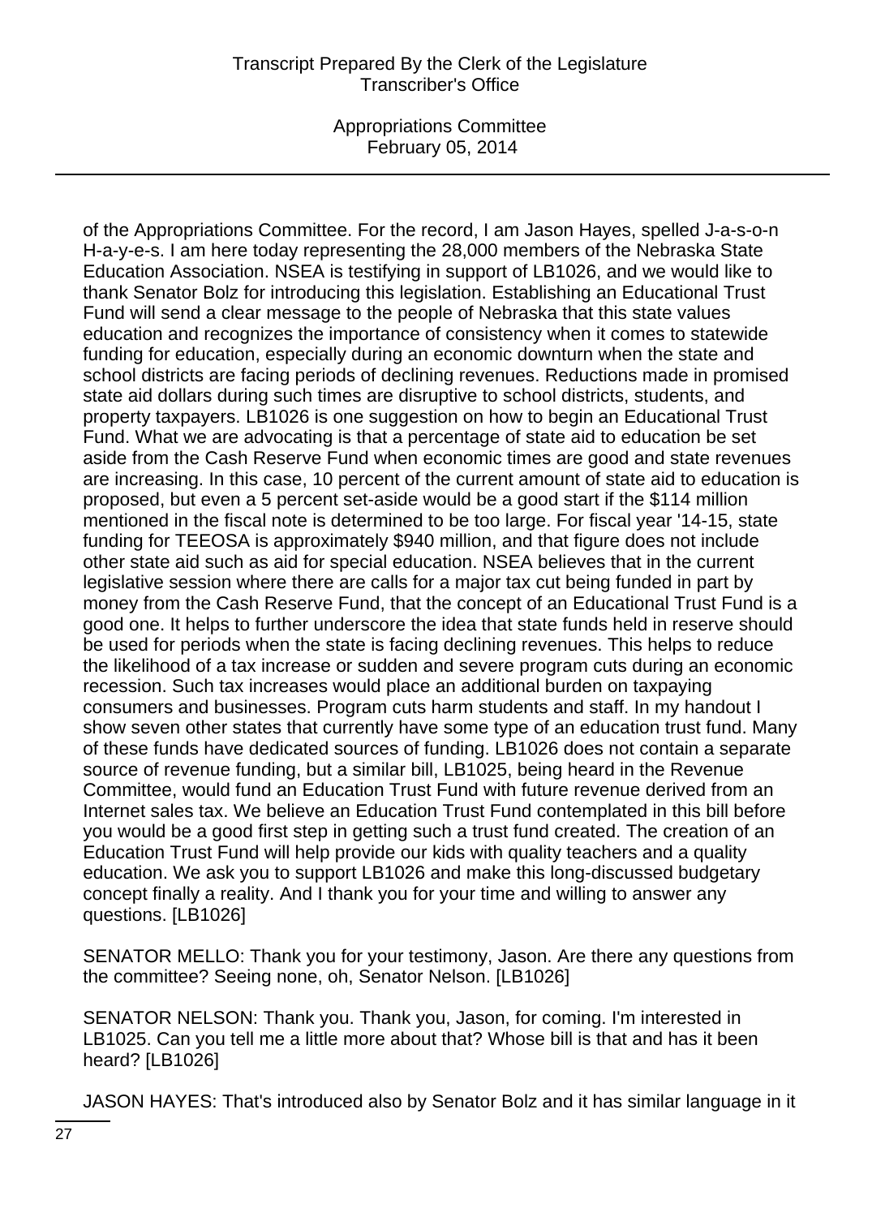of the Appropriations Committee. For the record, I am Jason Hayes, spelled J-a-s-o-n H-a-y-e-s. I am here today representing the 28,000 members of the Nebraska State Education Association. NSEA is testifying in support of LB1026, and we would like to thank Senator Bolz for introducing this legislation. Establishing an Educational Trust Fund will send a clear message to the people of Nebraska that this state values education and recognizes the importance of consistency when it comes to statewide funding for education, especially during an economic downturn when the state and school districts are facing periods of declining revenues. Reductions made in promised state aid dollars during such times are disruptive to school districts, students, and property taxpayers. LB1026 is one suggestion on how to begin an Educational Trust Fund. What we are advocating is that a percentage of state aid to education be set aside from the Cash Reserve Fund when economic times are good and state revenues are increasing. In this case, 10 percent of the current amount of state aid to education is proposed, but even a 5 percent set-aside would be a good start if the $114 million mentioned in the fiscal note is determined to be too large. For fiscal year '14-15, state funding for TEEOSA is approximately $940 million, and that figure does not include other state aid such as aid for special education. NSEA believes that in the current legislative session where there are calls for a major tax cut being funded in part by money from the Cash Reserve Fund, that the concept of an Educational Trust Fund is a good one. It helps to further underscore the idea that state funds held in reserve should be used for periods when the state is facing declining revenues. This helps to reduce the likelihood of a tax increase or sudden and severe program cuts during an economic recession. Such tax increases would place an additional burden on taxpaying consumers and businesses. Program cuts harm students and staff. In my handout I show seven other states that currently have some type of an education trust fund. Many of these funds have dedicated sources of funding. LB1026 does not contain a separate source of revenue funding, but a similar bill, LB1025, being heard in the Revenue Committee, would fund an Education Trust Fund with future revenue derived from an Internet sales tax. We believe an Education Trust Fund contemplated in this bill before you would be a good first step in getting such a trust fund created. The creation of an Education Trust Fund will help provide our kids with quality teachers and a quality education. We ask you to support LB1026 and make this long-discussed budgetary concept finally a reality. And I thank you for your time and willing to answer any questions. [LB1026]

SENATOR MELLO: Thank you for your testimony, Jason. Are there any questions from the committee? Seeing none, oh, Senator Nelson. [LB1026]

SENATOR NELSON: Thank you. Thank you, Jason, for coming. I'm interested in LB1025. Can you tell me a little more about that? Whose bill is that and has it been heard? [LB1026]

JASON HAYES: That's introduced also by Senator Bolz and it has similar language in it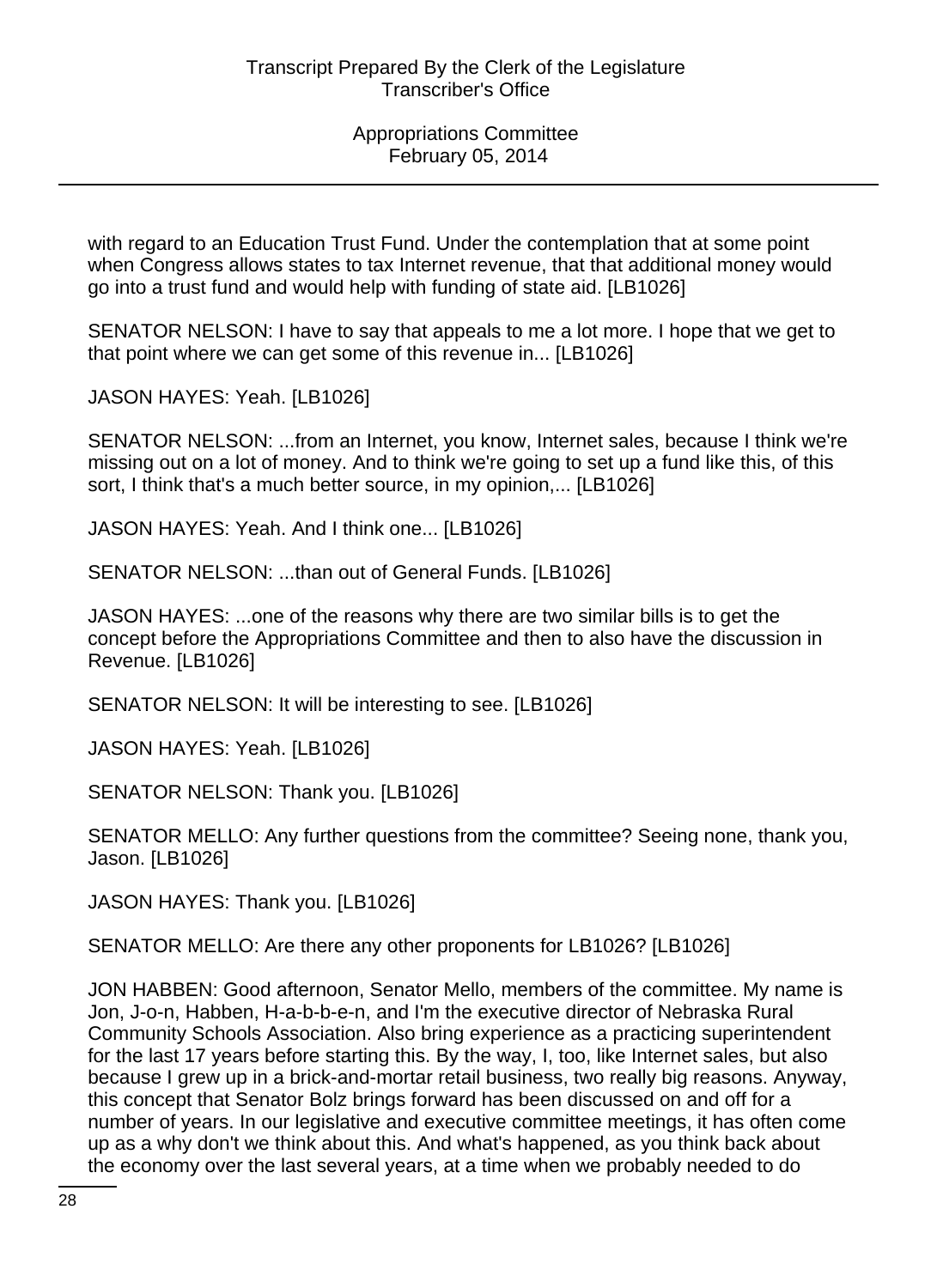with regard to an Education Trust Fund. Under the contemplation that at some point when Congress allows states to tax Internet revenue, that that additional money would go into a trust fund and would help with funding of state aid. [LB1026]

SENATOR NELSON: I have to say that appeals to me a lot more. I hope that we get to that point where we can get some of this revenue in... [LB1026]

JASON HAYES: Yeah. [LB1026]

SENATOR NELSON: ...from an Internet, you know, Internet sales, because I think we're missing out on a lot of money. And to think we're going to set up a fund like this, of this sort, I think that's a much better source, in my opinion,... [LB1026]

JASON HAYES: Yeah. And I think one... [LB1026]

SENATOR NELSON: ...than out of General Funds. [LB1026]

JASON HAYES: ...one of the reasons why there are two similar bills is to get the concept before the Appropriations Committee and then to also have the discussion in Revenue. [LB1026]

SENATOR NELSON: It will be interesting to see. [LB1026]

JASON HAYES: Yeah. [LB1026]

SENATOR NELSON: Thank you. [LB1026]

SENATOR MELLO: Any further questions from the committee? Seeing none, thank you, Jason. [LB1026]

JASON HAYES: Thank you. [LB1026]

SENATOR MELLO: Are there any other proponents for LB1026? [LB1026]

JON HABBEN: Good afternoon, Senator Mello, members of the committee. My name is Jon, J-o-n, Habben, H-a-b-b-e-n, and I'm the executive director of Nebraska Rural Community Schools Association. Also bring experience as a practicing superintendent for the last 17 years before starting this. By the way, I, too, like Internet sales, but also because I grew up in a brick-and-mortar retail business, two really big reasons. Anyway, this concept that Senator Bolz brings forward has been discussed on and off for a number of years. In our legislative and executive committee meetings, it has often come up as a why don't we think about this. And what's happened, as you think back about the economy over the last several years, at a time when we probably needed to do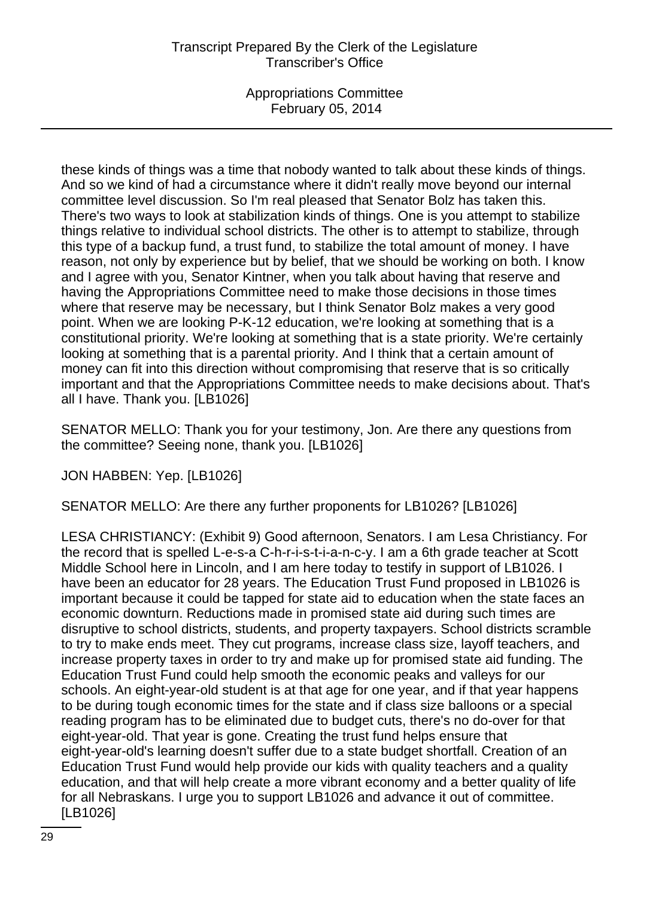these kinds of things was a time that nobody wanted to talk about these kinds of things. And so we kind of had a circumstance where it didn't really move beyond our internal committee level discussion. So I'm real pleased that Senator Bolz has taken this. There's two ways to look at stabilization kinds of things. One is you attempt to stabilize things relative to individual school districts. The other is to attempt to stabilize, through this type of a backup fund, a trust fund, to stabilize the total amount of money. I have reason, not only by experience but by belief, that we should be working on both. I know and I agree with you, Senator Kintner, when you talk about having that reserve and having the Appropriations Committee need to make those decisions in those times where that reserve may be necessary, but I think Senator Bolz makes a very good point. When we are looking P-K-12 education, we're looking at something that is a constitutional priority. We're looking at something that is a state priority. We're certainly looking at something that is a parental priority. And I think that a certain amount of money can fit into this direction without compromising that reserve that is so critically important and that the Appropriations Committee needs to make decisions about. That's all I have. Thank you. [LB1026]

SENATOR MELLO: Thank you for your testimony, Jon. Are there any questions from the committee? Seeing none, thank you. [LB1026]

JON HABBEN: Yep. [LB1026]

SENATOR MELLO: Are there any further proponents for LB1026? [LB1026]

LESA CHRISTIANCY: (Exhibit 9) Good afternoon, Senators. I am Lesa Christiancy. For the record that is spelled L-e-s-a C-h-r-i-s-t-i-a-n-c-y. I am a 6th grade teacher at Scott Middle School here in Lincoln, and I am here today to testify in support of LB1026. I have been an educator for 28 years. The Education Trust Fund proposed in LB1026 is important because it could be tapped for state aid to education when the state faces an economic downturn. Reductions made in promised state aid during such times are disruptive to school districts, students, and property taxpayers. School districts scramble to try to make ends meet. They cut programs, increase class size, layoff teachers, and increase property taxes in order to try and make up for promised state aid funding. The Education Trust Fund could help smooth the economic peaks and valleys for our schools. An eight-year-old student is at that age for one year, and if that year happens to be during tough economic times for the state and if class size balloons or a special reading program has to be eliminated due to budget cuts, there's no do-over for that eight-year-old. That year is gone. Creating the trust fund helps ensure that eight-year-old's learning doesn't suffer due to a state budget shortfall. Creation of an Education Trust Fund would help provide our kids with quality teachers and a quality education, and that will help create a more vibrant economy and a better quality of life for all Nebraskans. I urge you to support LB1026 and advance it out of committee. [LB1026]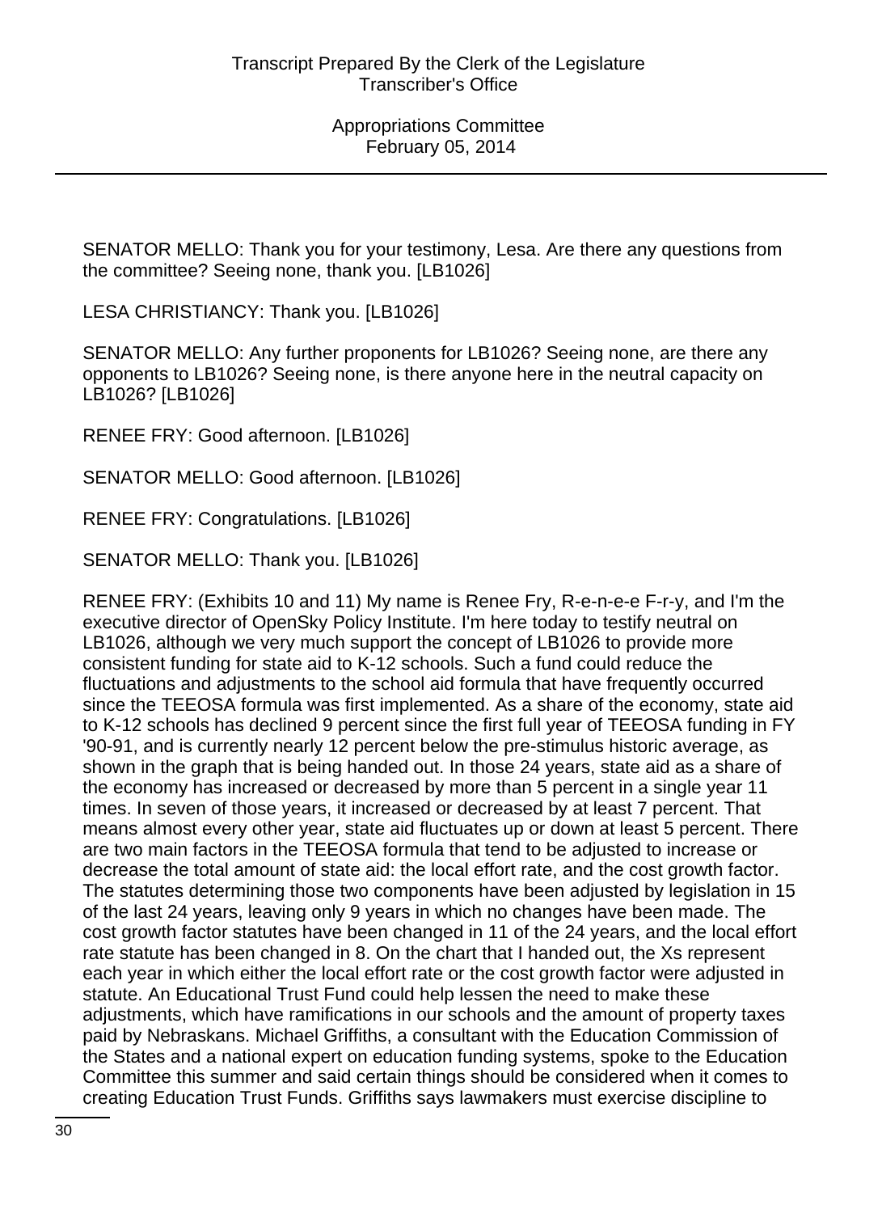SENATOR MELLO: Thank you for your testimony, Lesa. Are there any questions from the committee? Seeing none, thank you. [LB1026]

LESA CHRISTIANCY: Thank you. [LB1026]

SENATOR MELLO: Any further proponents for LB1026? Seeing none, are there any opponents to LB1026? Seeing none, is there anyone here in the neutral capacity on LB1026? [LB1026]

RENEE FRY: Good afternoon. [LB1026]

SENATOR MELLO: Good afternoon. [LB1026]

RENEE FRY: Congratulations. [LB1026]

SENATOR MELLO: Thank you. [LB1026]

RENEE FRY: (Exhibits 10 and 11) My name is Renee Fry, R-e-n-e-e F-r-y, and I'm the executive director of OpenSky Policy Institute. I'm here today to testify neutral on LB1026, although we very much support the concept of LB1026 to provide more consistent funding for state aid to K-12 schools. Such a fund could reduce the fluctuations and adjustments to the school aid formula that have frequently occurred since the TEEOSA formula was first implemented. As a share of the economy, state aid to K-12 schools has declined 9 percent since the first full year of TEEOSA funding in FY '90-91, and is currently nearly 12 percent below the pre-stimulus historic average, as shown in the graph that is being handed out. In those 24 years, state aid as a share of the economy has increased or decreased by more than 5 percent in a single year 11 times. In seven of those years, it increased or decreased by at least 7 percent. That means almost every other year, state aid fluctuates up or down at least 5 percent. There are two main factors in the TEEOSA formula that tend to be adjusted to increase or decrease the total amount of state aid: the local effort rate, and the cost growth factor. The statutes determining those two components have been adjusted by legislation in 15 of the last 24 years, leaving only 9 years in which no changes have been made. The cost growth factor statutes have been changed in 11 of the 24 years, and the local effort rate statute has been changed in 8. On the chart that I handed out, the Xs represent each year in which either the local effort rate or the cost growth factor were adjusted in statute. An Educational Trust Fund could help lessen the need to make these adjustments, which have ramifications in our schools and the amount of property taxes paid by Nebraskans. Michael Griffiths, a consultant with the Education Commission of the States and a national expert on education funding systems, spoke to the Education Committee this summer and said certain things should be considered when it comes to creating Education Trust Funds. Griffiths says lawmakers must exercise discipline to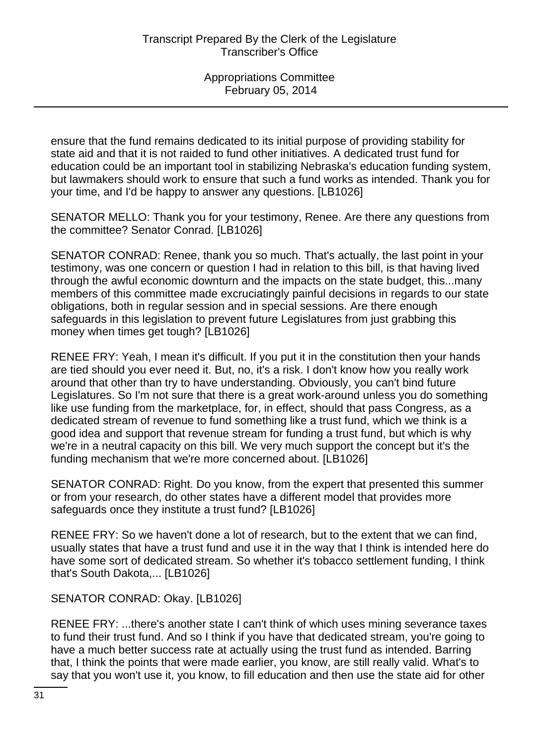ensure that the fund remains dedicated to its initial purpose of providing stability for state aid and that it is not raided to fund other initiatives. A dedicated trust fund for education could be an important tool in stabilizing Nebraska's education funding system, but lawmakers should work to ensure that such a fund works as intended. Thank you for your time, and I'd be happy to answer any questions. [LB1026]

SENATOR MELLO: Thank you for your testimony, Renee. Are there any questions from the committee? Senator Conrad. [LB1026]

SENATOR CONRAD: Renee, thank you so much. That's actually, the last point in your testimony, was one concern or question I had in relation to this bill, is that having lived through the awful economic downturn and the impacts on the state budget, this...many members of this committee made excruciatingly painful decisions in regards to our state obligations, both in regular session and in special sessions. Are there enough safeguards in this legislation to prevent future Legislatures from just grabbing this money when times get tough? [LB1026]

RENEE FRY: Yeah, I mean it's difficult. If you put it in the constitution then your hands are tied should you ever need it. But, no, it's a risk. I don't know how you really work around that other than try to have understanding. Obviously, you can't bind future Legislatures. So I'm not sure that there is a great work-around unless you do something like use funding from the marketplace, for, in effect, should that pass Congress, as a dedicated stream of revenue to fund something like a trust fund, which we think is a good idea and support that revenue stream for funding a trust fund, but which is why we're in a neutral capacity on this bill. We very much support the concept but it's the funding mechanism that we're more concerned about. [LB1026]

SENATOR CONRAD: Right. Do you know, from the expert that presented this summer or from your research, do other states have a different model that provides more safeguards once they institute a trust fund? [LB1026]

RENEE FRY: So we haven't done a lot of research, but to the extent that we can find, usually states that have a trust fund and use it in the way that I think is intended here do have some sort of dedicated stream. So whether it's tobacco settlement funding, I think that's South Dakota,... [LB1026]

SENATOR CONRAD: Okay. [LB1026]

RENEE FRY: ...there's another state I can't think of which uses mining severance taxes to fund their trust fund. And so I think if you have that dedicated stream, you're going to have a much better success rate at actually using the trust fund as intended. Barring that, I think the points that were made earlier, you know, are still really valid. What's to say that you won't use it, you know, to fill education and then use the state aid for other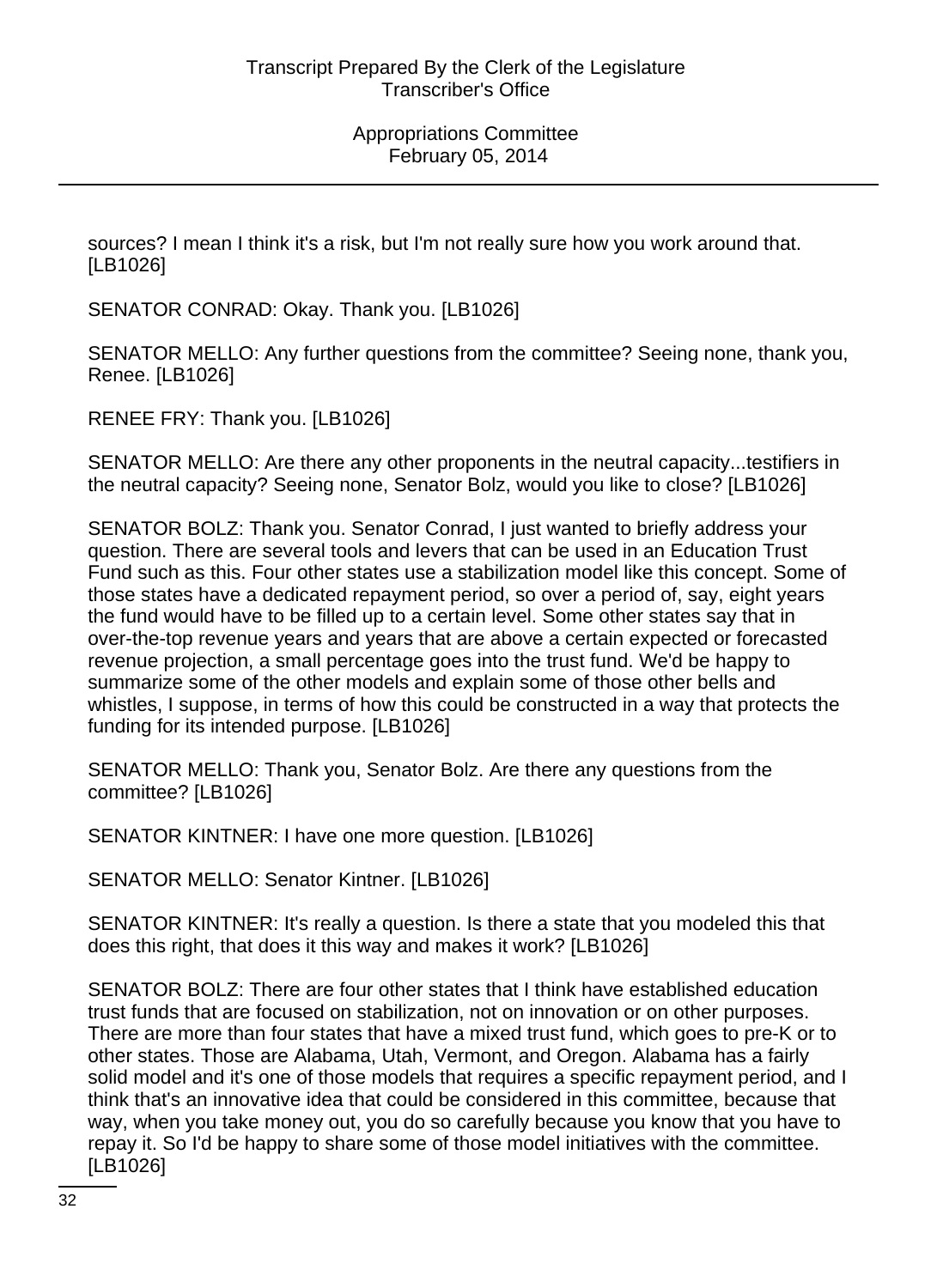sources? I mean I think it's a risk, but I'm not really sure how you work around that. [LB1026]

SENATOR CONRAD: Okay. Thank you. [LB1026]

SENATOR MELLO: Any further questions from the committee? Seeing none, thank you, Renee. [LB1026]

RENEE FRY: Thank you. [LB1026]

SENATOR MELLO: Are there any other proponents in the neutral capacity...testifiers in the neutral capacity? Seeing none, Senator Bolz, would you like to close? [LB1026]

SENATOR BOLZ: Thank you. Senator Conrad, I just wanted to briefly address your question. There are several tools and levers that can be used in an Education Trust Fund such as this. Four other states use a stabilization model like this concept. Some of those states have a dedicated repayment period, so over a period of, say, eight years the fund would have to be filled up to a certain level. Some other states say that in over-the-top revenue years and years that are above a certain expected or forecasted revenue projection, a small percentage goes into the trust fund. We'd be happy to summarize some of the other models and explain some of those other bells and whistles, I suppose, in terms of how this could be constructed in a way that protects the funding for its intended purpose. [LB1026]

SENATOR MELLO: Thank you, Senator Bolz. Are there any questions from the committee? [LB1026]

SENATOR KINTNER: I have one more question. [LB1026]

SENATOR MELLO: Senator Kintner. [LB1026]

SENATOR KINTNER: It's really a question. Is there a state that you modeled this that does this right, that does it this way and makes it work? [LB1026]

SENATOR BOLZ: There are four other states that I think have established education trust funds that are focused on stabilization, not on innovation or on other purposes. There are more than four states that have a mixed trust fund, which goes to pre-K or to other states. Those are Alabama, Utah, Vermont, and Oregon. Alabama has a fairly solid model and it's one of those models that requires a specific repayment period, and I think that's an innovative idea that could be considered in this committee, because that way, when you take money out, you do so carefully because you know that you have to repay it. So I'd be happy to share some of those model initiatives with the committee. [LB1026]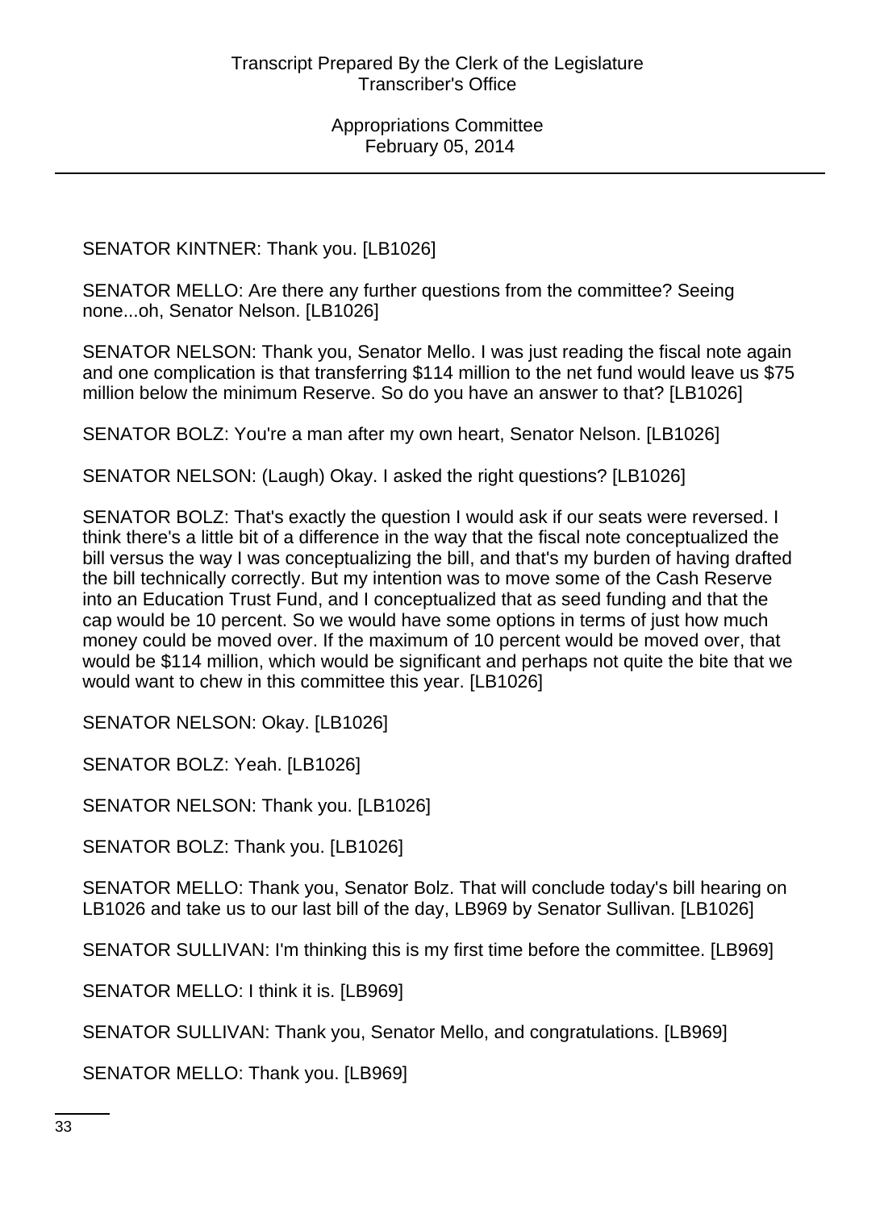SENATOR KINTNER: Thank you. [LB1026]

SENATOR MELLO: Are there any further questions from the committee? Seeing none...oh, Senator Nelson. [LB1026]

SENATOR NELSON: Thank you, Senator Mello. I was just reading the fiscal note again and one complication is that transferring $114 million to the net fund would leave us $75 million below the minimum Reserve. So do you have an answer to that? [LB1026]

SENATOR BOLZ: You're a man after my own heart, Senator Nelson. [LB1026]

SENATOR NELSON: (Laugh) Okay. I asked the right questions? [LB1026]

SENATOR BOLZ: That's exactly the question I would ask if our seats were reversed. I think there's a little bit of a difference in the way that the fiscal note conceptualized the bill versus the way I was conceptualizing the bill, and that's my burden of having drafted the bill technically correctly. But my intention was to move some of the Cash Reserve into an Education Trust Fund, and I conceptualized that as seed funding and that the cap would be 10 percent. So we would have some options in terms of just how much money could be moved over. If the maximum of 10 percent would be moved over, that would be $114 million, which would be significant and perhaps not quite the bite that we would want to chew in this committee this year. [LB1026]

SENATOR NELSON: Okay. [LB1026]

SENATOR BOLZ: Yeah. [LB1026]

SENATOR NELSON: Thank you. [LB1026]

SENATOR BOLZ: Thank you. [LB1026]

SENATOR MELLO: Thank you, Senator Bolz. That will conclude today's bill hearing on LB1026 and take us to our last bill of the day, LB969 by Senator Sullivan. [LB1026]

SENATOR SULLIVAN: I'm thinking this is my first time before the committee. [LB969]

SENATOR MELLO: I think it is. [LB969]

SENATOR SULLIVAN: Thank you, Senator Mello, and congratulations. [LB969]

SENATOR MELLO: Thank you. [LB969]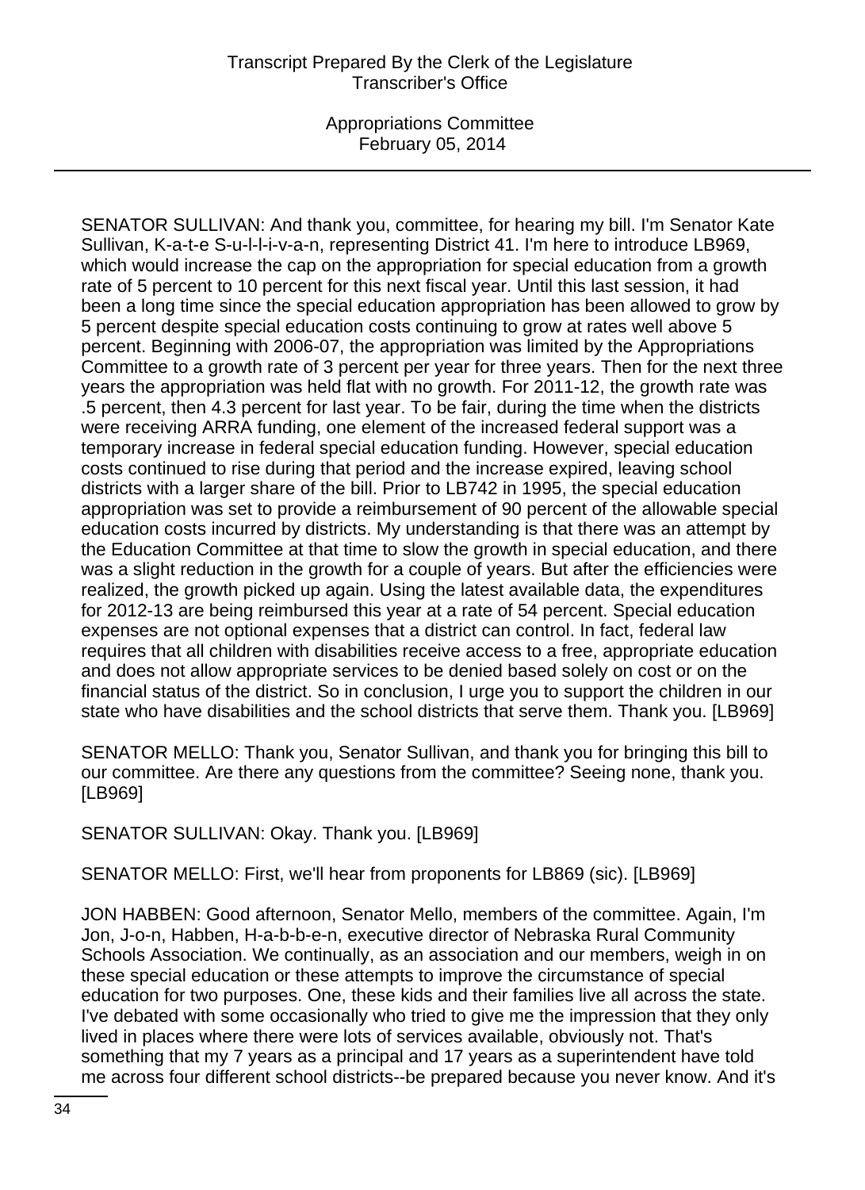SENATOR SULLIVAN: And thank you, committee, for hearing my bill. I'm Senator Kate Sullivan, K-a-t-e S-u-l-l-i-v-a-n, representing District 41. I'm here to introduce LB969, which would increase the cap on the appropriation for special education from a growth rate of 5 percent to 10 percent for this next fiscal year. Until this last session, it had been a long time since the special education appropriation has been allowed to grow by 5 percent despite special education costs continuing to grow at rates well above 5 percent. Beginning with 2006-07, the appropriation was limited by the Appropriations Committee to a growth rate of 3 percent per year for three years. Then for the next three years the appropriation was held flat with no growth. For 2011-12, the growth rate was .5 percent, then 4.3 percent for last year. To be fair, during the time when the districts were receiving ARRA funding, one element of the increased federal support was a temporary increase in federal special education funding. However, special education costs continued to rise during that period and the increase expired, leaving school districts with a larger share of the bill. Prior to LB742 in 1995, the special education appropriation was set to provide a reimbursement of 90 percent of the allowable special education costs incurred by districts. My understanding is that there was an attempt by the Education Committee at that time to slow the growth in special education, and there was a slight reduction in the growth for a couple of years. But after the efficiencies were realized, the growth picked up again. Using the latest available data, the expenditures for 2012-13 are being reimbursed this year at a rate of 54 percent. Special education expenses are not optional expenses that a district can control. In fact, federal law requires that all children with disabilities receive access to a free, appropriate education and does not allow appropriate services to be denied based solely on cost or on the financial status of the district. So in conclusion, I urge you to support the children in our state who have disabilities and the school districts that serve them. Thank you. [LB969]

SENATOR MELLO: Thank you, Senator Sullivan, and thank you for bringing this bill to our committee. Are there any questions from the committee? Seeing none, thank you. [LB969]

SENATOR SULLIVAN: Okay. Thank you. [LB969]

SENATOR MELLO: First, we'll hear from proponents for LB869 (sic). [LB969]

JON HABBEN: Good afternoon, Senator Mello, members of the committee. Again, I'm Jon, J-o-n, Habben, H-a-b-b-e-n, executive director of Nebraska Rural Community Schools Association. We continually, as an association and our members, weigh in on these special education or these attempts to improve the circumstance of special education for two purposes. One, these kids and their families live all across the state. I've debated with some occasionally who tried to give me the impression that they only lived in places where there were lots of services available, obviously not. That's something that my 7 years as a principal and 17 years as a superintendent have told me across four different school districts--be prepared because you never know. And it's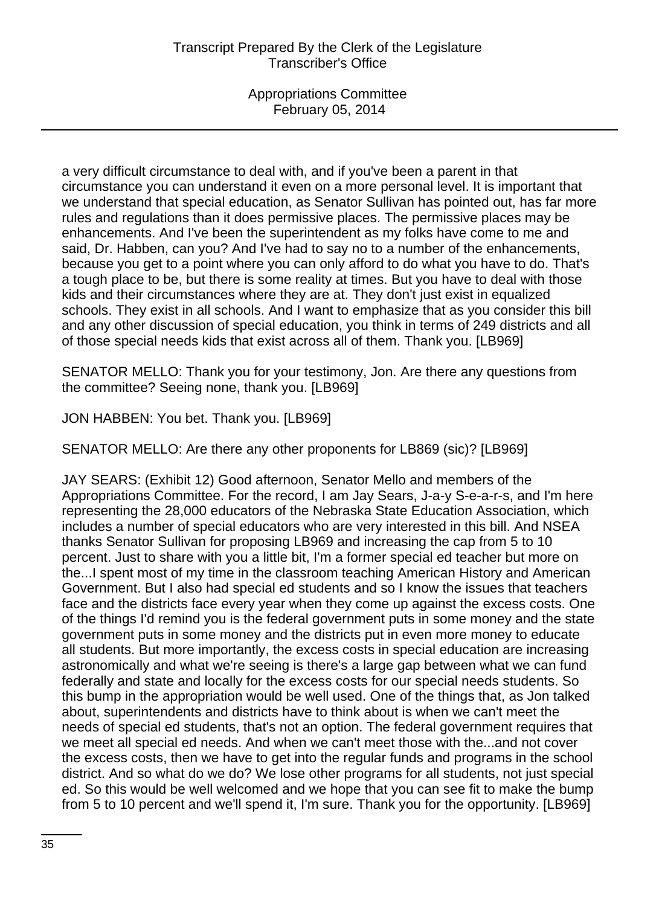a very difficult circumstance to deal with, and if you've been a parent in that circumstance you can understand it even on a more personal level. It is important that we understand that special education, as Senator Sullivan has pointed out, has far more rules and regulations than it does permissive places. The permissive places may be enhancements. And I've been the superintendent as my folks have come to me and said, Dr. Habben, can you? And I've had to say no to a number of the enhancements, because you get to a point where you can only afford to do what you have to do. That's a tough place to be, but there is some reality at times. But you have to deal with those kids and their circumstances where they are at. They don't just exist in equalized schools. They exist in all schools. And I want to emphasize that as you consider this bill and any other discussion of special education, you think in terms of 249 districts and all of those special needs kids that exist across all of them. Thank you. [LB969]

SENATOR MELLO: Thank you for your testimony, Jon. Are there any questions from the committee? Seeing none, thank you. [LB969]

JON HABBEN: You bet. Thank you. [LB969]

SENATOR MELLO: Are there any other proponents for LB869 (sic)? [LB969]

JAY SEARS: (Exhibit 12) Good afternoon, Senator Mello and members of the Appropriations Committee. For the record, I am Jay Sears, J-a-y S-e-a-r-s, and I'm here representing the 28,000 educators of the Nebraska State Education Association, which includes a number of special educators who are very interested in this bill. And NSEA thanks Senator Sullivan for proposing LB969 and increasing the cap from 5 to 10 percent. Just to share with you a little bit, I'm a former special ed teacher but more on the...I spent most of my time in the classroom teaching American History and American Government. But I also had special ed students and so I know the issues that teachers face and the districts face every year when they come up against the excess costs. One of the things I'd remind you is the federal government puts in some money and the state government puts in some money and the districts put in even more money to educate all students. But more importantly, the excess costs in special education are increasing astronomically and what we're seeing is there's a large gap between what we can fund federally and state and locally for the excess costs for our special needs students. So this bump in the appropriation would be well used. One of the things that, as Jon talked about, superintendents and districts have to think about is when we can't meet the needs of special ed students, that's not an option. The federal government requires that we meet all special ed needs. And when we can't meet those with the...and not cover the excess costs, then we have to get into the regular funds and programs in the school district. And so what do we do? We lose other programs for all students, not just special ed. So this would be well welcomed and we hope that you can see fit to make the bump from 5 to 10 percent and we'll spend it, I'm sure. Thank you for the opportunity. [LB969]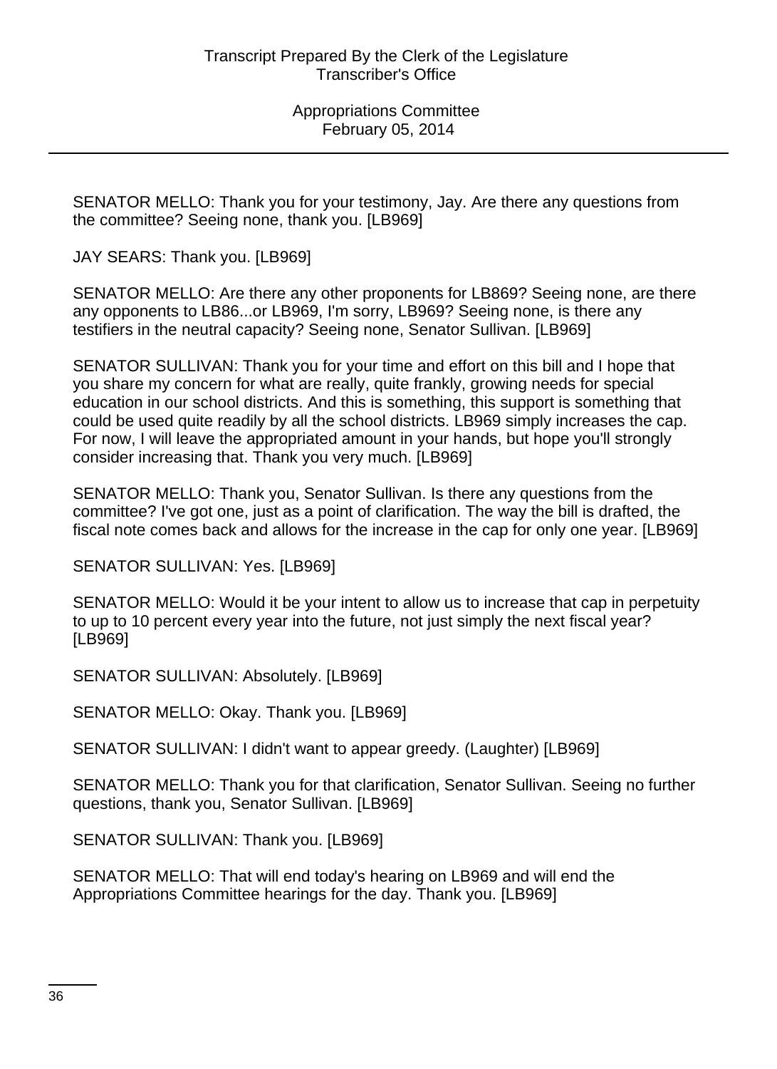SENATOR MELLO: Thank you for your testimony, Jay. Are there any questions from the committee? Seeing none, thank you. [LB969]

JAY SEARS: Thank you. [LB969]

SENATOR MELLO: Are there any other proponents for LB869? Seeing none, are there any opponents to LB86...or LB969, I'm sorry, LB969? Seeing none, is there any testifiers in the neutral capacity? Seeing none, Senator Sullivan. [LB969]

SENATOR SULLIVAN: Thank you for your time and effort on this bill and I hope that you share my concern for what are really, quite frankly, growing needs for special education in our school districts. And this is something, this support is something that could be used quite readily by all the school districts. LB969 simply increases the cap. For now, I will leave the appropriated amount in your hands, but hope you'll strongly consider increasing that. Thank you very much. [LB969]

SENATOR MELLO: Thank you, Senator Sullivan. Is there any questions from the committee? I've got one, just as a point of clarification. The way the bill is drafted, the fiscal note comes back and allows for the increase in the cap for only one year. [LB969]

SENATOR SULLIVAN: Yes. [LB969]

SENATOR MELLO: Would it be your intent to allow us to increase that cap in perpetuity to up to 10 percent every year into the future, not just simply the next fiscal year? [LB969]

SENATOR SULLIVAN: Absolutely. [LB969]

SENATOR MELLO: Okay. Thank you. [LB969]

SENATOR SULLIVAN: I didn't want to appear greedy. (Laughter) [LB969]

SENATOR MELLO: Thank you for that clarification, Senator Sullivan. Seeing no further questions, thank you, Senator Sullivan. [LB969]

SENATOR SULLIVAN: Thank you. [LB969]

SENATOR MELLO: That will end today's hearing on LB969 and will end the Appropriations Committee hearings for the day. Thank you. [LB969]